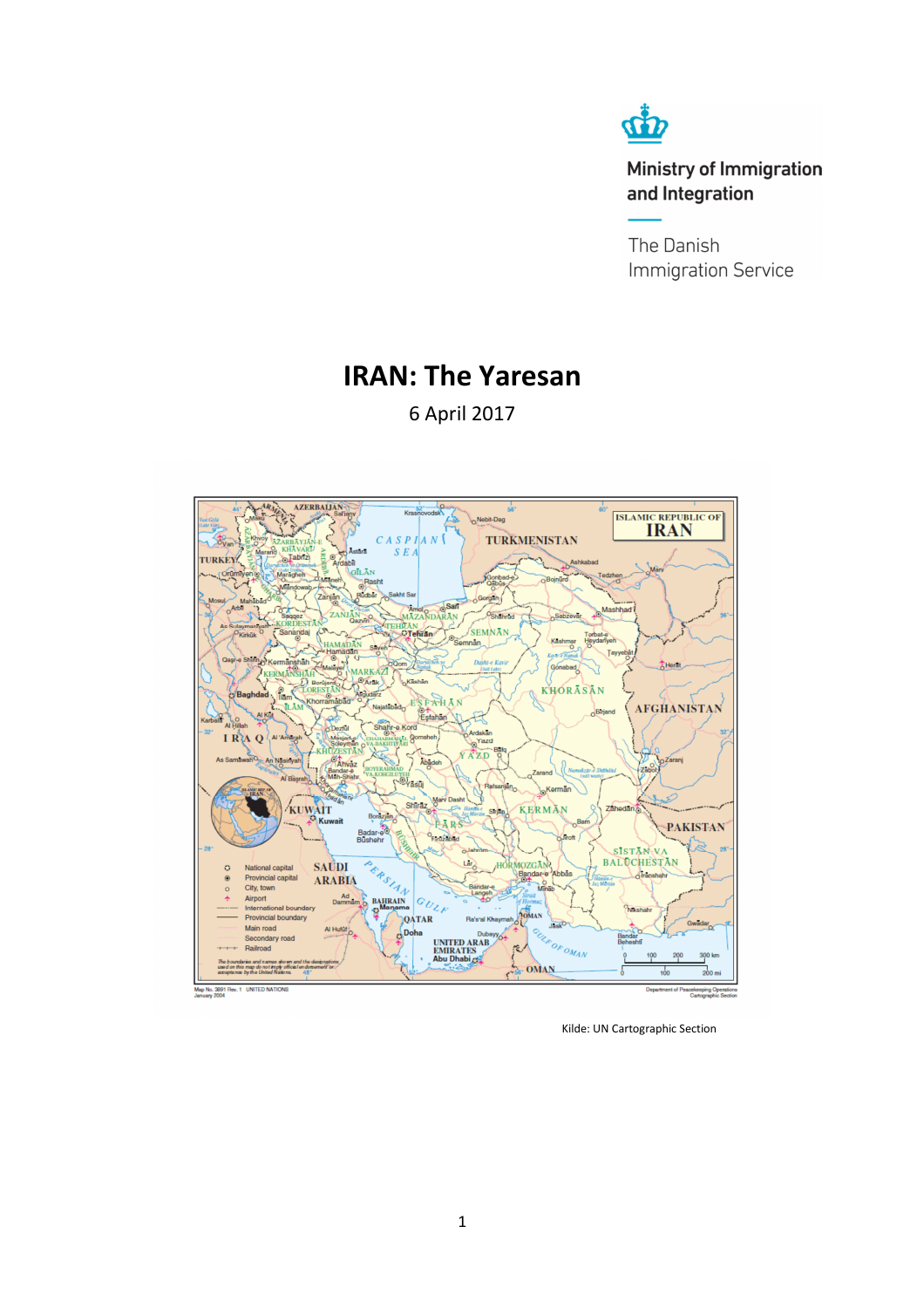Ministry of Immigration and Integration

The Danish Immigration Service

# IRAN: The Yaresan

6 April 2017

Kilde: UN Cartographic Section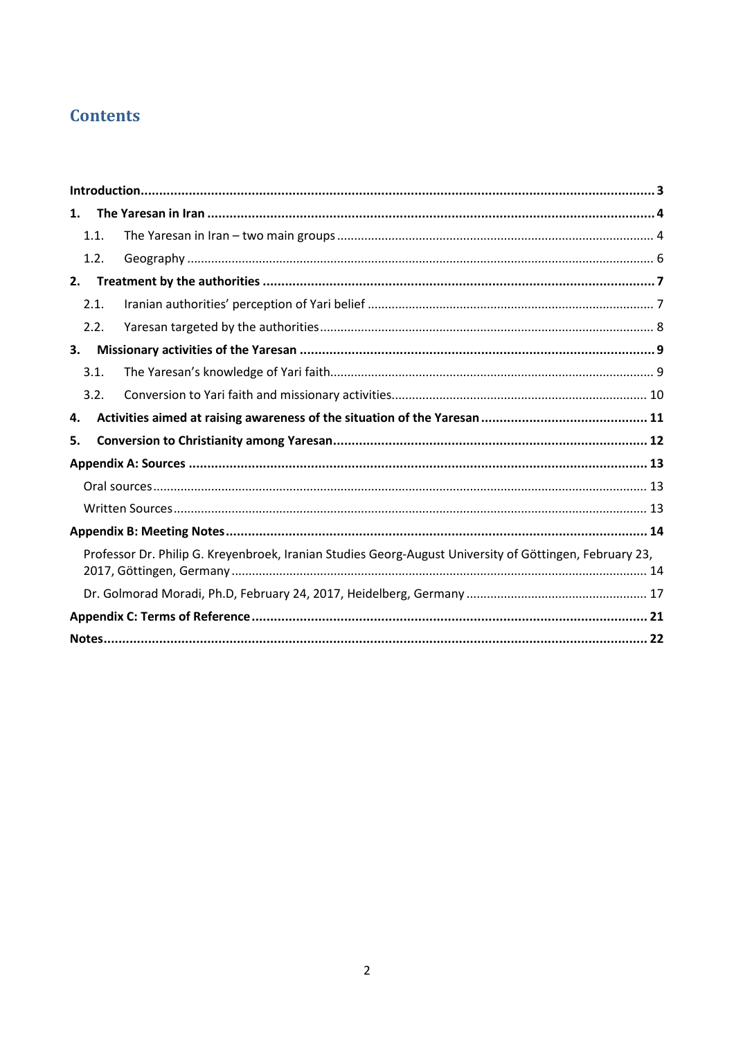# Contents

**Introduction** .......... **3**

**1. The Yaresan in Iran** .......... **4**

- 1.1. The Yaresan in Iran – two main groups .......... 4
- 1.2. Geography .......... 6

**2. Treatment by the authorities** .......... **7**

- 2.1. Iranian authorities' perception of Yari belief .......... 7
- 2.2. Yaresan targeted by the authorities .......... 8

**3. Missionary activities of the Yaresan** .......... **9**

- 3.1. The Yaresan's knowledge of Yari faith .......... 9
- 3.2. Conversion to Yari faith and missionary activities .......... 10

**4. Activities aimed at raising awareness of the situation of the Yaresan** .......... **11**

**5. Conversion to Christianity among Yaresan** .......... **12**

**Appendix A: Sources** .......... **13**

- Oral sources .......... 13
- Written Sources .......... 13

**Appendix B: Meeting Notes** .......... **14**

- Professor Dr. Philip G. Kreyenbroek, Iranian Studies Georg-August University of Göttingen, February 23, 2017, Göttingen, Germany .......... 14
- Dr. Golmorad Moradi, Ph.D, February 24, 2017, Heidelberg, Germany .......... 17

**Appendix C: Terms of Reference** .......... **21**

**Notes** .......... **22**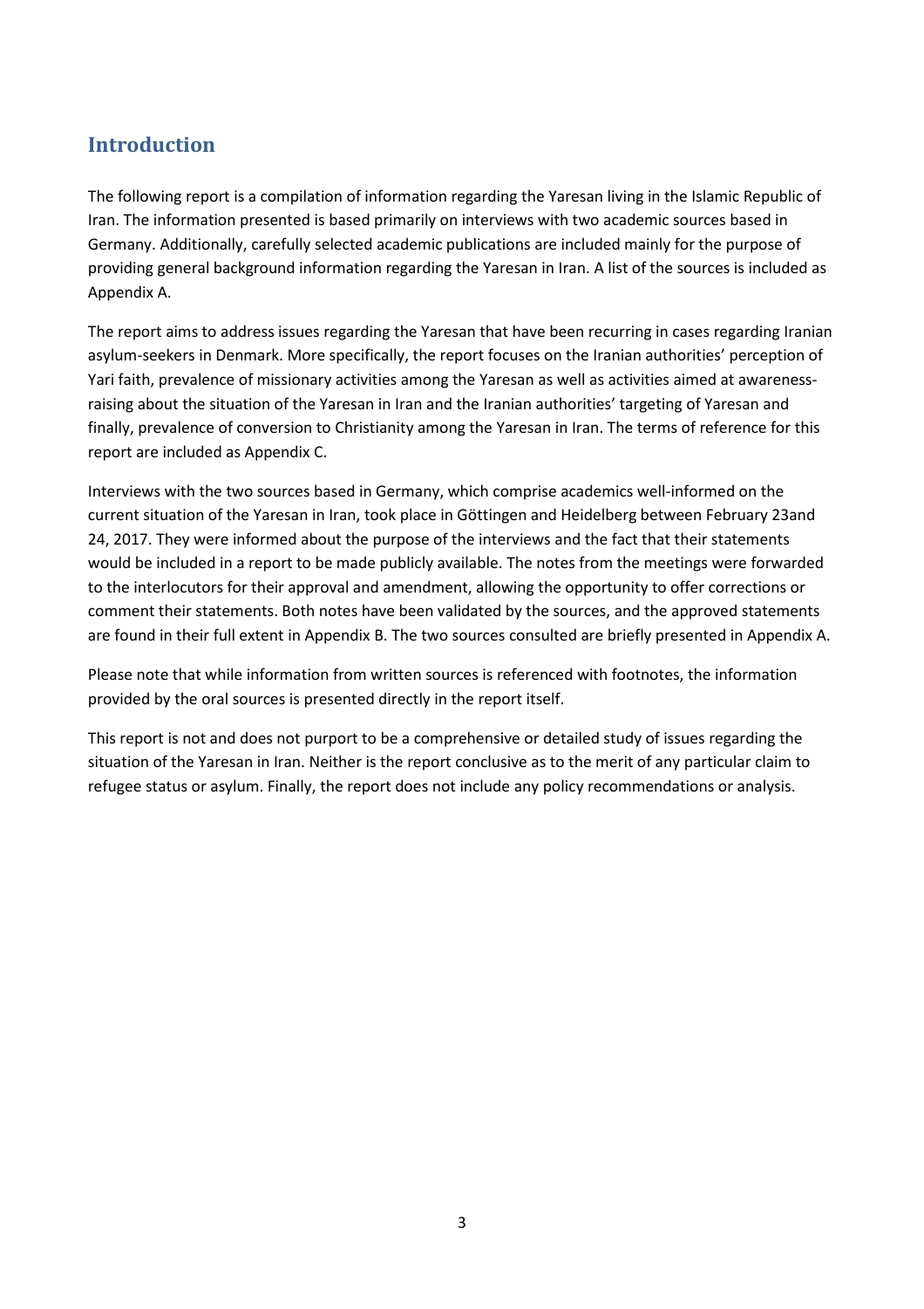## Introduction

The following report is a compilation of information regarding the Yaresan living in the Islamic Republic of Iran. The information presented is based primarily on interviews with two academic sources based in Germany. Additionally, carefully selected academic publications are included mainly for the purpose of providing general background information regarding the Yaresan in Iran. A list of the sources is included as Appendix A.

The report aims to address issues regarding the Yaresan that have been recurring in cases regarding Iranian asylum-seekers in Denmark. More specifically, the report focuses on the Iranian authorities' perception of Yari faith, prevalence of missionary activities among the Yaresan as well as activities aimed at awareness-raising about the situation of the Yaresan in Iran and the Iranian authorities' targeting of Yaresan and finally, prevalence of conversion to Christianity among the Yaresan in Iran. The terms of reference for this report are included as Appendix C.

Interviews with the two sources based in Germany, which comprise academics well-informed on the current situation of the Yaresan in Iran, took place in Göttingen and Heidelberg between February 23and 24, 2017. They were informed about the purpose of the interviews and the fact that their statements would be included in a report to be made publicly available. The notes from the meetings were forwarded to the interlocutors for their approval and amendment, allowing the opportunity to offer corrections or comment their statements. Both notes have been validated by the sources, and the approved statements are found in their full extent in Appendix B. The two sources consulted are briefly presented in Appendix A.

Please note that while information from written sources is referenced with footnotes, the information provided by the oral sources is presented directly in the report itself.

This report is not and does not purport to be a comprehensive or detailed study of issues regarding the situation of the Yaresan in Iran. Neither is the report conclusive as to the merit of any particular claim to refugee status or asylum. Finally, the report does not include any policy recommendations or analysis.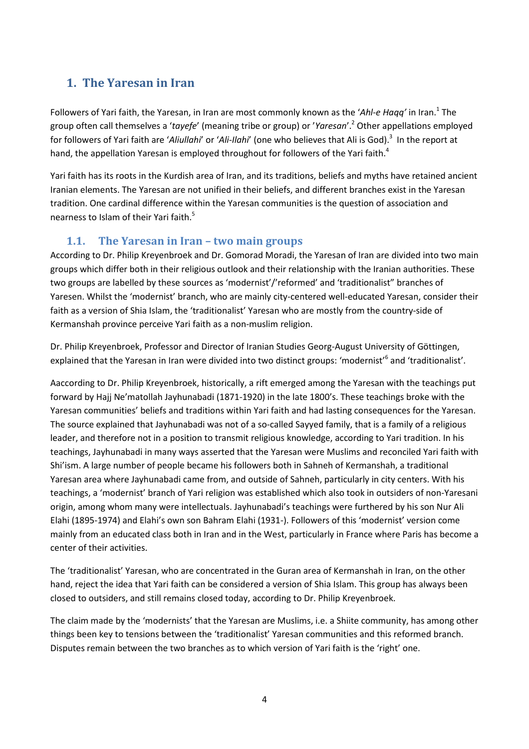# 1. The Yaresan in Iran

Followers of Yari faith, the Yaresan, in Iran are most commonly known as the '*Ahl-e Haqq'* in Iran.[1] The group often call themselves a '*tayefe*' (meaning tribe or group) or '*Yaresan*'.[2] Other appellations employed for followers of Yari faith are '*Aliullahi*' or '*Ali-Ilahi*' (one who believes that Ali is God).[3] In the report at hand, the appellation Yaresan is employed throughout for followers of the Yari faith.[4]

Yari faith has its roots in the Kurdish area of Iran, and its traditions, beliefs and myths have retained ancient Iranian elements. The Yaresan are not unified in their beliefs, and different branches exist in the Yaresan tradition. One cardinal difference within the Yaresan communities is the question of association and nearness to Islam of their Yari faith.[5]

## 1.1. The Yaresan in Iran – two main groups

According to Dr. Philip Kreyenbroek and Dr. Gomorad Moradi, the Yaresan of Iran are divided into two main groups which differ both in their religious outlook and their relationship with the Iranian authorities. These two groups are labelled by these sources as 'modernist'/'reformed' and 'traditionalist" branches of Yaresen. Whilst the 'modernist' branch, who are mainly city-centered well-educated Yaresan, consider their faith as a version of Shia Islam, the 'traditionalist' Yaresan who are mostly from the country-side of Kermanshah province perceive Yari faith as a non-muslim religion.

Dr. Philip Kreyenbroek, Professor and Director of Iranian Studies Georg-August University of Göttingen, explained that the Yaresan in Iran were divided into two distinct groups: 'modernist'[6] and 'traditionalist'.

Aaccording to Dr. Philip Kreyenbroek, historically, a rift emerged among the Yaresan with the teachings put forward by Hajj Ne'matollah Jayhunabadi (1871-1920) in the late 1800's. These teachings broke with the Yaresan communities' beliefs and traditions within Yari faith and had lasting consequences for the Yaresan. The source explained that Jayhunabadi was not of a so-called Sayyed family, that is a family of a religious leader, and therefore not in a position to transmit religious knowledge, according to Yari tradition. In his teachings, Jayhunabadi in many ways asserted that the Yaresan were Muslims and reconciled Yari faith with Shi'ism. A large number of people became his followers both in Sahneh of Kermanshah, a traditional Yaresan area where Jayhunabadi came from, and outside of Sahneh, particularly in city centers. With his teachings, a 'modernist' branch of Yari religion was established which also took in outsiders of non-Yaresani origin, among whom many were intellectuals. Jayhunabadi's teachings were furthered by his son Nur Ali Elahi (1895-1974) and Elahi's own son Bahram Elahi (1931-). Followers of this 'modernist' version come mainly from an educated class both in Iran and in the West, particularly in France where Paris has become a center of their activities.

The 'traditionalist' Yaresan, who are concentrated in the Guran area of Kermanshah in Iran, on the other hand, reject the idea that Yari faith can be considered a version of Shia Islam. This group has always been closed to outsiders, and still remains closed today, according to Dr. Philip Kreyenbroek.

The claim made by the 'modernists' that the Yaresan are Muslims, i.e. a Shiite community, has among other things been key to tensions between the 'traditionalist' Yaresan communities and this reformed branch. Disputes remain between the two branches as to which version of Yari faith is the 'right' one.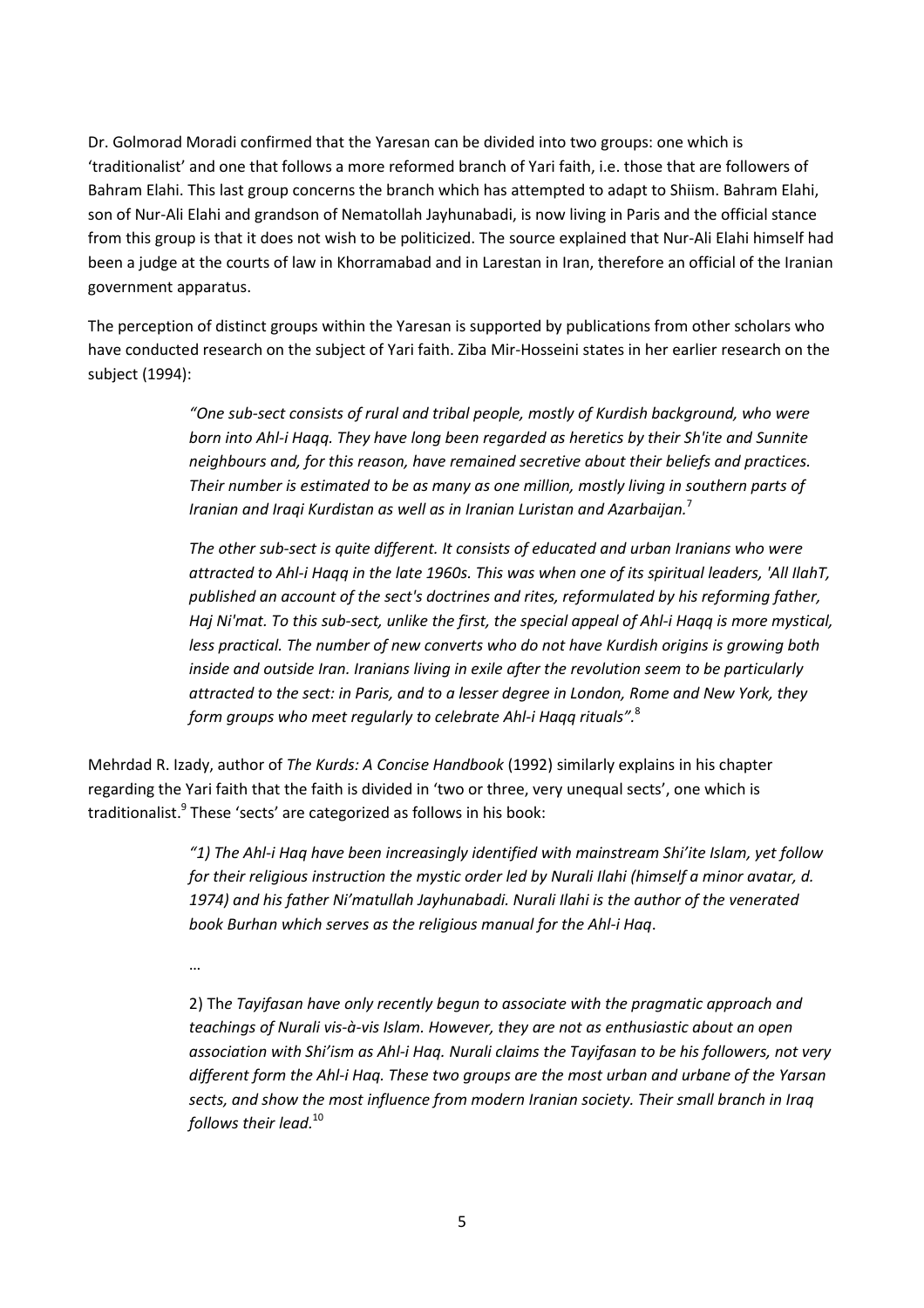Dr. Golmorad Moradi confirmed that the Yaresan can be divided into two groups: one which is 'traditionalist' and one that follows a more reformed branch of Yari faith, i.e. those that are followers of Bahram Elahi. This last group concerns the branch which has attempted to adapt to Shiism. Bahram Elahi, son of Nur-Ali Elahi and grandson of Nematollah Jayhunabadi, is now living in Paris and the official stance from this group is that it does not wish to be politicized. The source explained that Nur-Ali Elahi himself had been a judge at the courts of law in Khorramabad and in Larestan in Iran, therefore an official of the Iranian government apparatus.

The perception of distinct groups within the Yaresan is supported by publications from other scholars who have conducted research on the subject of Yari faith. Ziba Mir-Hosseini states in her earlier research on the subject (1994):

> *"One sub-sect consists of rural and tribal people, mostly of Kurdish background, who were born into Ahl-i Haqq. They have long been regarded as heretics by their Sh'ite and Sunnite neighbours and, for this reason, have remained secretive about their beliefs and practices. Their number is estimated to be as many as one million, mostly living in southern parts of Iranian and Iraqi Kurdistan as well as in Iranian Luristan and Azarbaijan.*[7]
>
> *The other sub-sect is quite different. It consists of educated and urban Iranians who were attracted to Ahl-i Haqq in the late 1960s. This was when one of its spiritual leaders, 'All IlahT, published an account of the sect's doctrines and rites, reformulated by his reforming father, Haj Ni'mat. To this sub-sect, unlike the first, the special appeal of Ahl-i Haqq is more mystical, less practical. The number of new converts who do not have Kurdish origins is growing both inside and outside Iran. Iranians living in exile after the revolution seem to be particularly attracted to the sect: in Paris, and to a lesser degree in London, Rome and New York, they form groups who meet regularly to celebrate Ahl-i Haqq rituals".*[8]

Mehrdad R. Izady, author of *The Kurds: A Concise Handbook* (1992) similarly explains in his chapter regarding the Yari faith that the faith is divided in 'two or three, very unequal sects', one which is traditionalist.[9] These 'sects' are categorized as follows in his book:

> *"1) The Ahl-i Haq have been increasingly identified with mainstream Shi'ite Islam, yet follow for their religious instruction the mystic order led by Nurali Ilahi (himself a minor avatar, d. 1974) and his father Ni'matullah Jayhunabadi. Nurali Ilahi is the author of the venerated book Burhan which serves as the religious manual for the Ahl-i Haq*.
>
> …
>
> 2) Th*e Tayifasan have only recently begun to associate with the pragmatic approach and teachings of Nurali vis-à-vis Islam. However, they are not as enthusiastic about an open association with Shi'ism as Ahl-i Haq. Nurali claims the Tayifasan to be his followers, not very different form the Ahl-i Haq. These two groups are the most urban and urbane of the Yarsan sects, and show the most influence from modern Iranian society. Their small branch in Iraq follows their lead.*[10]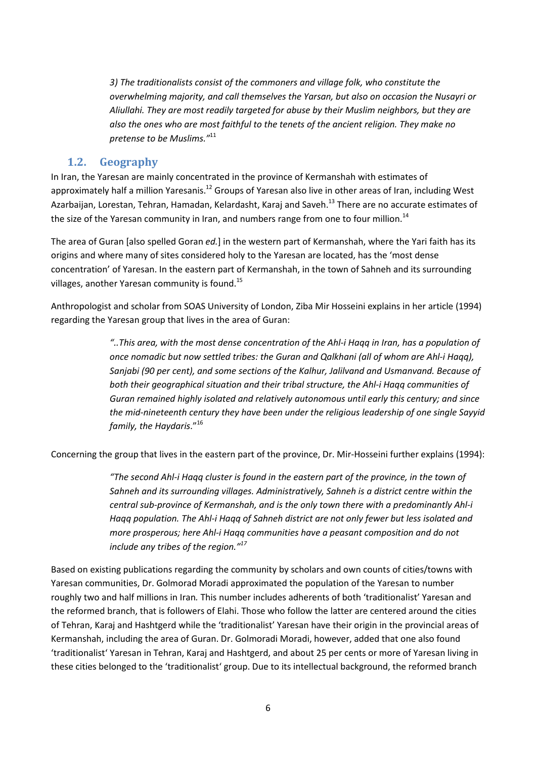> *3) The traditionalists consist of the commoners and village folk, who constitute the overwhelming majority, and call themselves the Yarsan, but also on occasion the Nusayri or Aliullahi. They are most readily targeted for abuse by their Muslim neighbors, but they are also the ones who are most faithful to the tenets of the ancient religion. They make no pretense to be Muslims."*[11]

## 1.2. Geography

In Iran, the Yaresan are mainly concentrated in the province of Kermanshah with estimates of approximately half a million Yaresanis.[12] Groups of Yaresan also live in other areas of Iran, including West Azarbaijan, Lorestan, Tehran, Hamadan, Kelardasht, Karaj and Saveh.[13] There are no accurate estimates of the size of the Yaresan community in Iran, and numbers range from one to four million.[14]

The area of Guran [also spelled Goran *ed.*] in the western part of Kermanshah, where the Yari faith has its origins and where many of sites considered holy to the Yaresan are located, has the 'most dense concentration' of Yaresan. In the eastern part of Kermanshah, in the town of Sahneh and its surrounding villages, another Yaresan community is found.[15]

Anthropologist and scholar from SOAS University of London, Ziba Mir Hosseini explains in her article (1994) regarding the Yaresan group that lives in the area of Guran:

> *"..This area, with the most dense concentration of the Ahl-i Haqq in Iran, has a population of once nomadic but now settled tribes: the Guran and Qalkhani (all of whom are Ahl-i Haqq), Sanjabi (90 per cent), and some sections of the Kalhur, Jalilvand and Usmanvand. Because of both their geographical situation and their tribal structure, the Ahl-i Haqq communities of Guran remained highly isolated and relatively autonomous until early this century; and since the mid-nineteenth century they have been under the religious leadership of one single Sayyid family, the Haydaris*."[16]

Concerning the group that lives in the eastern part of the province, Dr. Mir-Hosseini further explains (1994):

> *"The second Ahl-i Haqq cluster is found in the eastern part of the province, in the town of Sahneh and its surrounding villages. Administratively, Sahneh is a district centre within the central sub-province of Kermanshah, and is the only town there with a predominantly Ahl-i Haqq population. The Ahl-i Haqq of Sahneh district are not only fewer but less isolated and more prosperous; here Ahl-i Haqq communities have a peasant composition and do not include any tribes of the region."*[17]

Based on existing publications regarding the community by scholars and own counts of cities/towns with Yaresan communities, Dr. Golmorad Moradi approximated the population of the Yaresan to number roughly two and half millions in Iran*.* This number includes adherents of both 'traditionalist' Yaresan and the reformed branch, that is followers of Elahi. Those who follow the latter are centered around the cities of Tehran, Karaj and Hashtgerd while the 'traditionalist' Yaresan have their origin in the provincial areas of Kermanshah, including the area of Guran. Dr. Golmoradi Moradi, however, added that one also found 'traditionalist' Yaresan in Tehran, Karaj and Hashtgerd, and about 25 per cents or more of Yaresan living in these cities belonged to the 'traditionalist' group. Due to its intellectual background, the reformed branch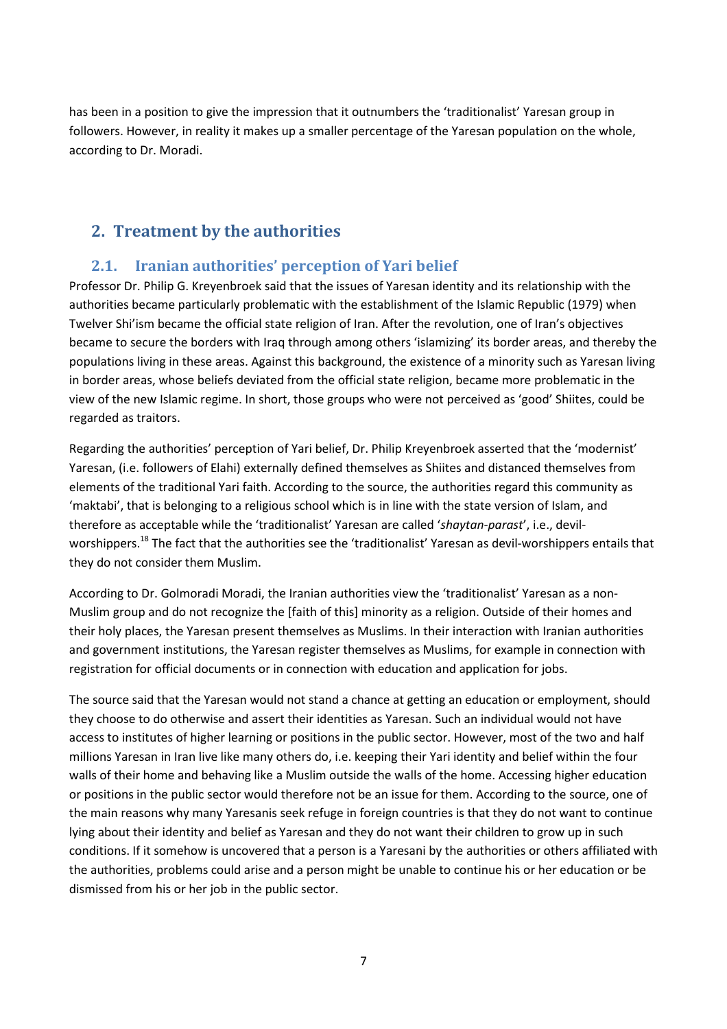has been in a position to give the impression that it outnumbers the 'traditionalist' Yaresan group in followers. However, in reality it makes up a smaller percentage of the Yaresan population on the whole, according to Dr. Moradi.

## 2. Treatment by the authorities

### 2.1. Iranian authorities' perception of Yari belief

Professor Dr. Philip G. Kreyenbroek said that the issues of Yaresan identity and its relationship with the authorities became particularly problematic with the establishment of the Islamic Republic (1979) when Twelver Shi'ism became the official state religion of Iran. After the revolution, one of Iran's objectives became to secure the borders with Iraq through among others 'islamizing' its border areas, and thereby the populations living in these areas. Against this background, the existence of a minority such as Yaresan living in border areas, whose beliefs deviated from the official state religion, became more problematic in the view of the new Islamic regime. In short, those groups who were not perceived as 'good' Shiites, could be regarded as traitors.

Regarding the authorities' perception of Yari belief, Dr. Philip Kreyenbroek asserted that the 'modernist' Yaresan, (i.e. followers of Elahi) externally defined themselves as Shiites and distanced themselves from elements of the traditional Yari faith. According to the source, the authorities regard this community as 'maktabi', that is belonging to a religious school which is in line with the state version of Islam, and therefore as acceptable while the 'traditionalist' Yaresan are called '*shaytan-parast*', i.e., devil-worshippers.[18] The fact that the authorities see the 'traditionalist' Yaresan as devil-worshippers entails that they do not consider them Muslim.

According to Dr. Golmoradi Moradi, the Iranian authorities view the 'traditionalist' Yaresan as a non-Muslim group and do not recognize the [faith of this] minority as a religion. Outside of their homes and their holy places, the Yaresan present themselves as Muslims. In their interaction with Iranian authorities and government institutions, the Yaresan register themselves as Muslims, for example in connection with registration for official documents or in connection with education and application for jobs.

The source said that the Yaresan would not stand a chance at getting an education or employment, should they choose to do otherwise and assert their identities as Yaresan. Such an individual would not have access to institutes of higher learning or positions in the public sector. However, most of the two and half millions Yaresan in Iran live like many others do, i.e. keeping their Yari identity and belief within the four walls of their home and behaving like a Muslim outside the walls of the home. Accessing higher education or positions in the public sector would therefore not be an issue for them. According to the source, one of the main reasons why many Yaresanis seek refuge in foreign countries is that they do not want to continue lying about their identity and belief as Yaresan and they do not want their children to grow up in such conditions. If it somehow is uncovered that a person is a Yaresani by the authorities or others affiliated with the authorities, problems could arise and a person might be unable to continue his or her education or be dismissed from his or her job in the public sector.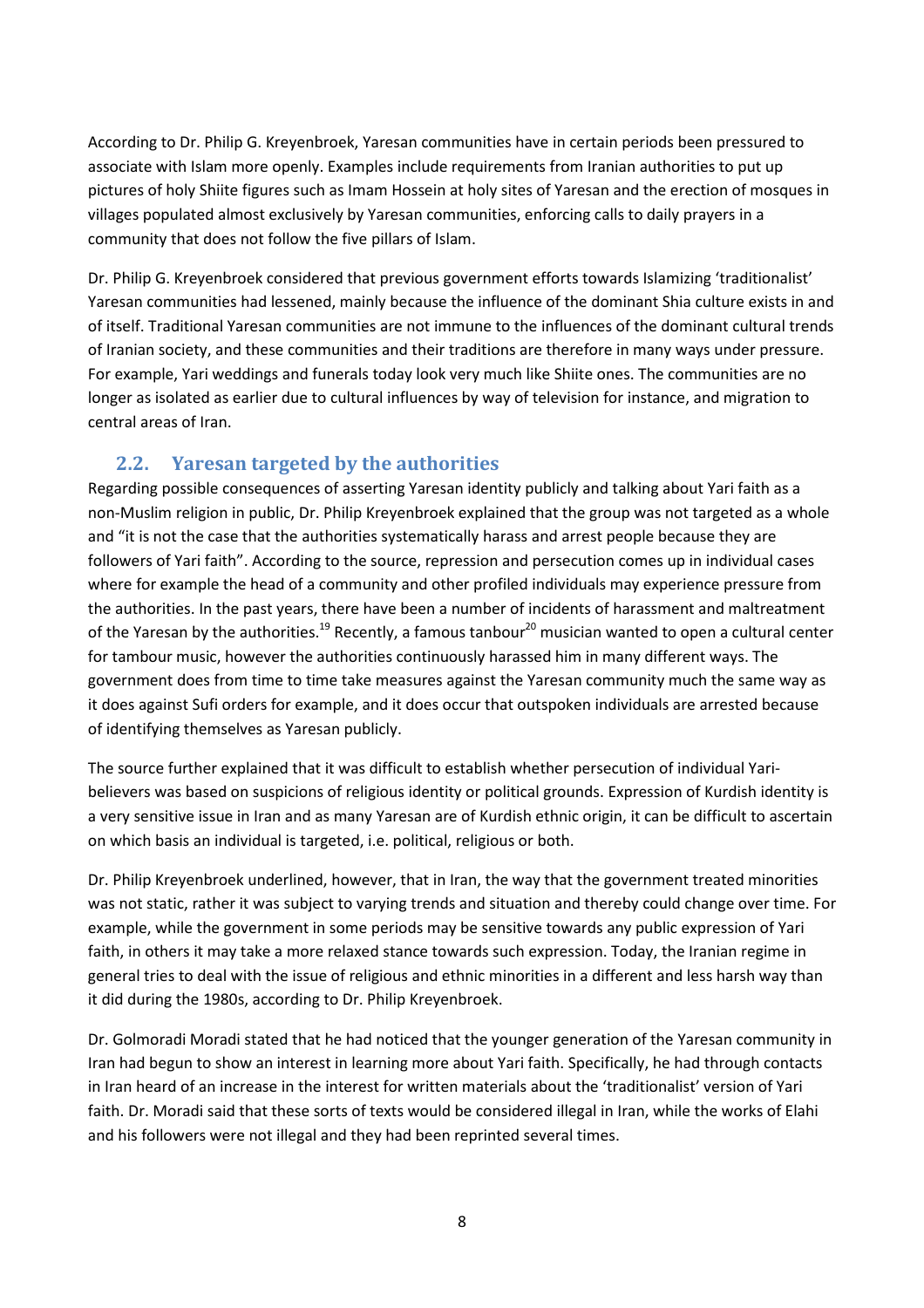According to Dr. Philip G. Kreyenbroek, Yaresan communities have in certain periods been pressured to associate with Islam more openly. Examples include requirements from Iranian authorities to put up pictures of holy Shiite figures such as Imam Hossein at holy sites of Yaresan and the erection of mosques in villages populated almost exclusively by Yaresan communities, enforcing calls to daily prayers in a community that does not follow the five pillars of Islam.

Dr. Philip G. Kreyenbroek considered that previous government efforts towards Islamizing 'traditionalist' Yaresan communities had lessened, mainly because the influence of the dominant Shia culture exists in and of itself. Traditional Yaresan communities are not immune to the influences of the dominant cultural trends of Iranian society, and these communities and their traditions are therefore in many ways under pressure. For example, Yari weddings and funerals today look very much like Shiite ones. The communities are no longer as isolated as earlier due to cultural influences by way of television for instance, and migration to central areas of Iran.

## 2.2. Yaresan targeted by the authorities

Regarding possible consequences of asserting Yaresan identity publicly and talking about Yari faith as a non-Muslim religion in public, Dr. Philip Kreyenbroek explained that the group was not targeted as a whole and "it is not the case that the authorities systematically harass and arrest people because they are followers of Yari faith". According to the source, repression and persecution comes up in individual cases where for example the head of a community and other profiled individuals may experience pressure from the authorities. In the past years, there have been a number of incidents of harassment and maltreatment of the Yaresan by the authorities.[19] Recently, a famous tanbour[20] musician wanted to open a cultural center for tambour music, however the authorities continuously harassed him in many different ways. The government does from time to time take measures against the Yaresan community much the same way as it does against Sufi orders for example, and it does occur that outspoken individuals are arrested because of identifying themselves as Yaresan publicly.

The source further explained that it was difficult to establish whether persecution of individual Yari-believers was based on suspicions of religious identity or political grounds. Expression of Kurdish identity is a very sensitive issue in Iran and as many Yaresan are of Kurdish ethnic origin, it can be difficult to ascertain on which basis an individual is targeted, i.e. political, religious or both.

Dr. Philip Kreyenbroek underlined, however, that in Iran, the way that the government treated minorities was not static, rather it was subject to varying trends and situation and thereby could change over time. For example, while the government in some periods may be sensitive towards any public expression of Yari faith, in others it may take a more relaxed stance towards such expression. Today, the Iranian regime in general tries to deal with the issue of religious and ethnic minorities in a different and less harsh way than it did during the 1980s, according to Dr. Philip Kreyenbroek.

Dr. Golmoradi Moradi stated that he had noticed that the younger generation of the Yaresan community in Iran had begun to show an interest in learning more about Yari faith. Specifically, he had through contacts in Iran heard of an increase in the interest for written materials about the 'traditionalist' version of Yari faith. Dr. Moradi said that these sorts of texts would be considered illegal in Iran, while the works of Elahi and his followers were not illegal and they had been reprinted several times.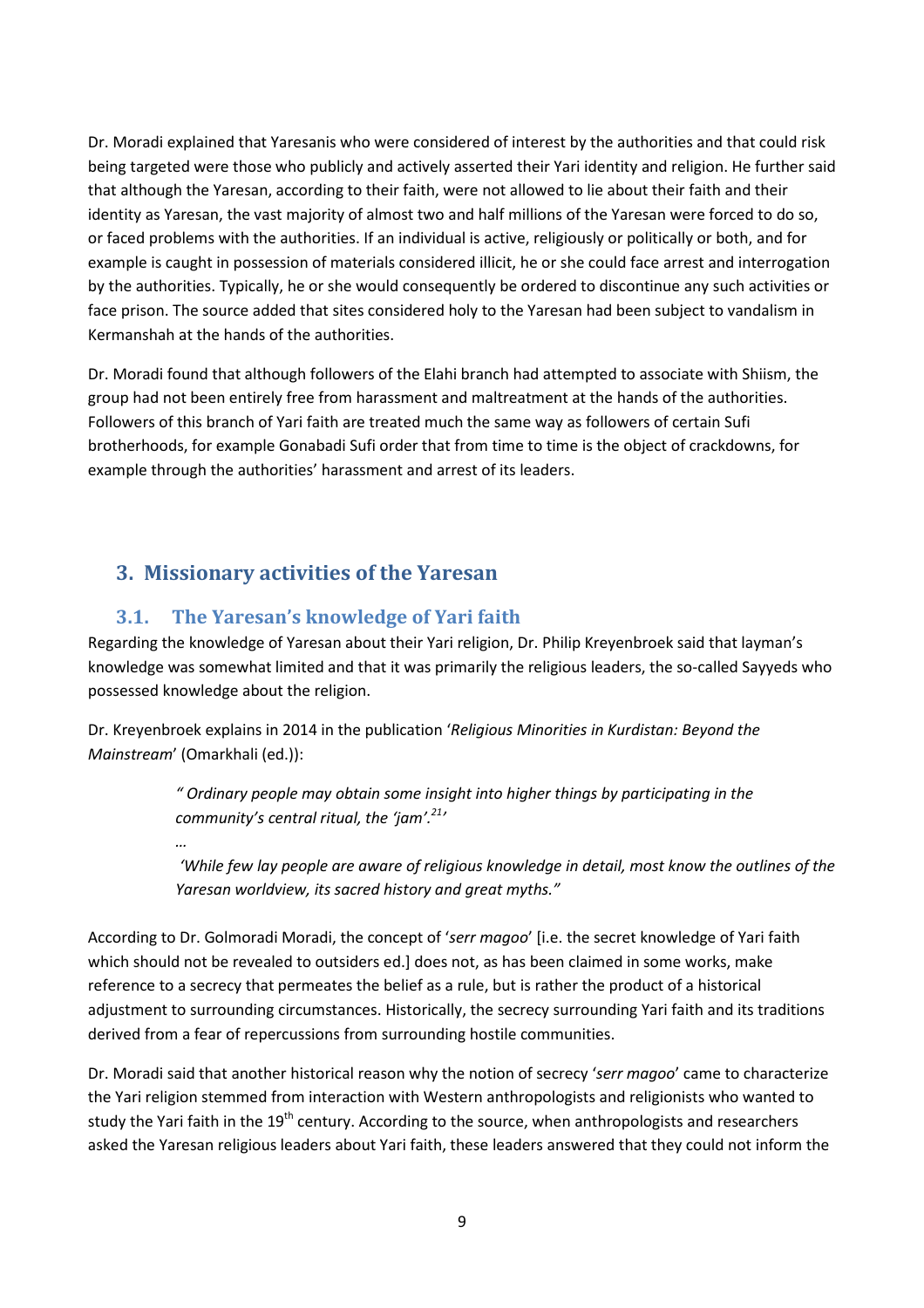Dr. Moradi explained that Yaresanis who were considered of interest by the authorities and that could risk being targeted were those who publicly and actively asserted their Yari identity and religion. He further said that although the Yaresan, according to their faith, were not allowed to lie about their faith and their identity as Yaresan, the vast majority of almost two and half millions of the Yaresan were forced to do so, or faced problems with the authorities. If an individual is active, religiously or politically or both, and for example is caught in possession of materials considered illicit, he or she could face arrest and interrogation by the authorities. Typically, he or she would consequently be ordered to discontinue any such activities or face prison. The source added that sites considered holy to the Yaresan had been subject to vandalism in Kermanshah at the hands of the authorities.

Dr. Moradi found that although followers of the Elahi branch had attempted to associate with Shiism, the group had not been entirely free from harassment and maltreatment at the hands of the authorities. Followers of this branch of Yari faith are treated much the same way as followers of certain Sufi brotherhoods, for example Gonabadi Sufi order that from time to time is the object of crackdowns, for example through the authorities' harassment and arrest of its leaders.

## 3. Missionary activities of the Yaresan

### 3.1. The Yaresan's knowledge of Yari faith

Regarding the knowledge of Yaresan about their Yari religion, Dr. Philip Kreyenbroek said that layman's knowledge was somewhat limited and that it was primarily the religious leaders, the so-called Sayyeds who possessed knowledge about the religion.

Dr. Kreyenbroek explains in 2014 in the publication '*Religious Minorities in Kurdistan: Beyond the Mainstream*' (Omarkhali (ed.)):

> *" Ordinary people may obtain some insight into higher things by participating in the community's central ritual, the 'jam'.[21]'*
>
> *…*
>
> *'While few lay people are aware of religious knowledge in detail, most know the outlines of the Yaresan worldview, its sacred history and great myths."*

According to Dr. Golmoradi Moradi, the concept of '*serr magoo*' [i.e. the secret knowledge of Yari faith which should not be revealed to outsiders ed.] does not, as has been claimed in some works, make reference to a secrecy that permeates the belief as a rule, but is rather the product of a historical adjustment to surrounding circumstances. Historically, the secrecy surrounding Yari faith and its traditions derived from a fear of repercussions from surrounding hostile communities.

Dr. Moradi said that another historical reason why the notion of secrecy '*serr magoo*' came to characterize the Yari religion stemmed from interaction with Western anthropologists and religionists who wanted to study the Yari faith in the 19th century. According to the source, when anthropologists and researchers asked the Yaresan religious leaders about Yari faith, these leaders answered that they could not inform the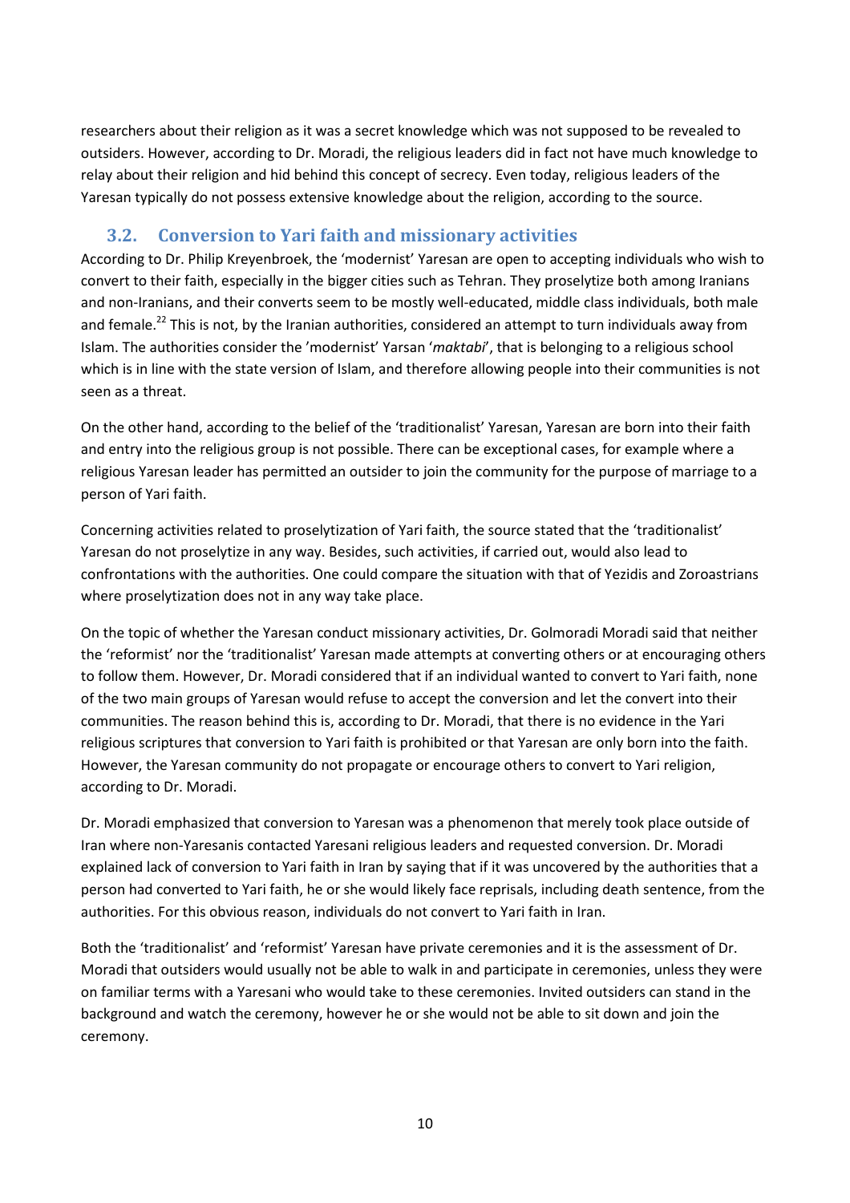researchers about their religion as it was a secret knowledge which was not supposed to be revealed to outsiders. However, according to Dr. Moradi, the religious leaders did in fact not have much knowledge to relay about their religion and hid behind this concept of secrecy. Even today, religious leaders of the Yaresan typically do not possess extensive knowledge about the religion, according to the source.

## 3.2. Conversion to Yari faith and missionary activities

According to Dr. Philip Kreyenbroek, the 'modernist' Yaresan are open to accepting individuals who wish to convert to their faith, especially in the bigger cities such as Tehran. They proselytize both among Iranians and non-Iranians, and their converts seem to be mostly well-educated, middle class individuals, both male and female.[22] This is not, by the Iranian authorities, considered an attempt to turn individuals away from Islam. The authorities consider the 'modernist' Yarsan '*maktabi*', that is belonging to a religious school which is in line with the state version of Islam, and therefore allowing people into their communities is not seen as a threat.

On the other hand, according to the belief of the 'traditionalist' Yaresan, Yaresan are born into their faith and entry into the religious group is not possible. There can be exceptional cases, for example where a religious Yaresan leader has permitted an outsider to join the community for the purpose of marriage to a person of Yari faith.

Concerning activities related to proselytization of Yari faith, the source stated that the 'traditionalist' Yaresan do not proselytize in any way. Besides, such activities, if carried out, would also lead to confrontations with the authorities. One could compare the situation with that of Yezidis and Zoroastrians where proselytization does not in any way take place.

On the topic of whether the Yaresan conduct missionary activities, Dr. Golmoradi Moradi said that neither the 'reformist' nor the 'traditionalist' Yaresan made attempts at converting others or at encouraging others to follow them. However, Dr. Moradi considered that if an individual wanted to convert to Yari faith, none of the two main groups of Yaresan would refuse to accept the conversion and let the convert into their communities. The reason behind this is, according to Dr. Moradi, that there is no evidence in the Yari religious scriptures that conversion to Yari faith is prohibited or that Yaresan are only born into the faith. However, the Yaresan community do not propagate or encourage others to convert to Yari religion, according to Dr. Moradi.

Dr. Moradi emphasized that conversion to Yaresan was a phenomenon that merely took place outside of Iran where non-Yaresanis contacted Yaresani religious leaders and requested conversion. Dr. Moradi explained lack of conversion to Yari faith in Iran by saying that if it was uncovered by the authorities that a person had converted to Yari faith, he or she would likely face reprisals, including death sentence, from the authorities. For this obvious reason, individuals do not convert to Yari faith in Iran.

Both the 'traditionalist' and 'reformist' Yaresan have private ceremonies and it is the assessment of Dr. Moradi that outsiders would usually not be able to walk in and participate in ceremonies, unless they were on familiar terms with a Yaresani who would take to these ceremonies. Invited outsiders can stand in the background and watch the ceremony, however he or she would not be able to sit down and join the ceremony.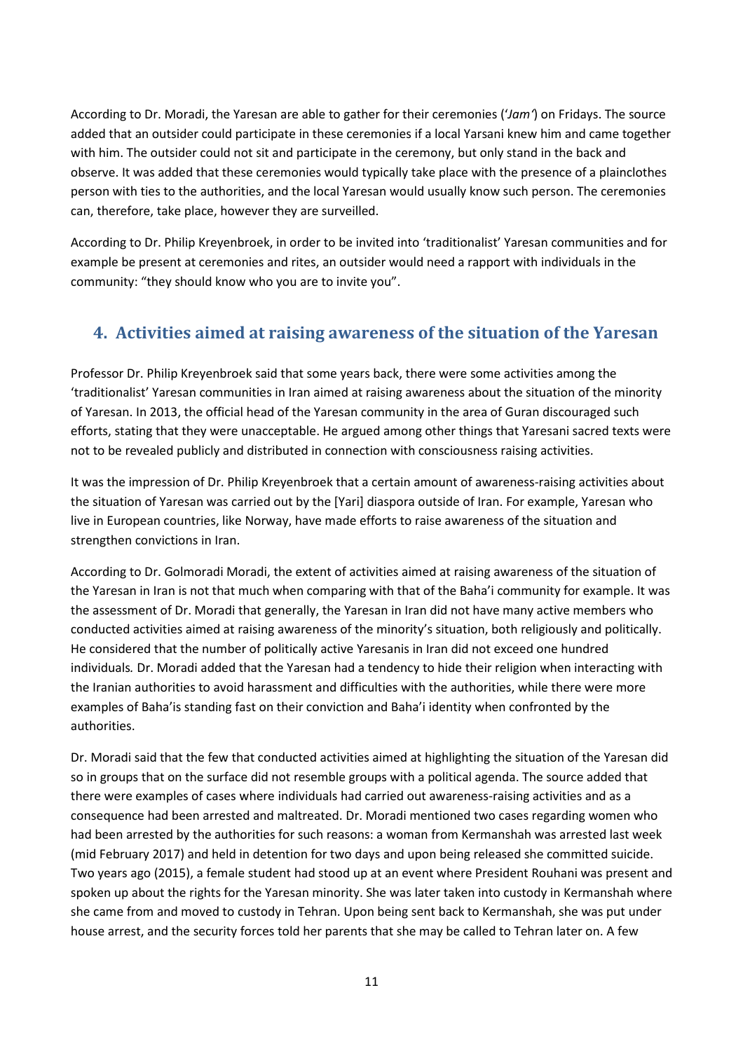According to Dr. Moradi, the Yaresan are able to gather for their ceremonies ('*Jam'*) on Fridays. The source added that an outsider could participate in these ceremonies if a local Yarsani knew him and came together with him. The outsider could not sit and participate in the ceremony, but only stand in the back and observe. It was added that these ceremonies would typically take place with the presence of a plainclothes person with ties to the authorities, and the local Yaresan would usually know such person. The ceremonies can, therefore, take place, however they are surveilled.

According to Dr. Philip Kreyenbroek, in order to be invited into 'traditionalist' Yaresan communities and for example be present at ceremonies and rites, an outsider would need a rapport with individuals in the community: "they should know who you are to invite you".

## 4. Activities aimed at raising awareness of the situation of the Yaresan

Professor Dr. Philip Kreyenbroek said that some years back, there were some activities among the 'traditionalist' Yaresan communities in Iran aimed at raising awareness about the situation of the minority of Yaresan. In 2013, the official head of the Yaresan community in the area of Guran discouraged such efforts, stating that they were unacceptable. He argued among other things that Yaresani sacred texts were not to be revealed publicly and distributed in connection with consciousness raising activities.

It was the impression of Dr. Philip Kreyenbroek that a certain amount of awareness-raising activities about the situation of Yaresan was carried out by the [Yari] diaspora outside of Iran. For example, Yaresan who live in European countries, like Norway, have made efforts to raise awareness of the situation and strengthen convictions in Iran.

According to Dr. Golmoradi Moradi, the extent of activities aimed at raising awareness of the situation of the Yaresan in Iran is not that much when comparing with that of the Baha'i community for example. It was the assessment of Dr. Moradi that generally, the Yaresan in Iran did not have many active members who conducted activities aimed at raising awareness of the minority's situation, both religiously and politically. He considered that the number of politically active Yaresanis in Iran did not exceed one hundred individuals*.* Dr. Moradi added that the Yaresan had a tendency to hide their religion when interacting with the Iranian authorities to avoid harassment and difficulties with the authorities, while there were more examples of Baha'is standing fast on their conviction and Baha'i identity when confronted by the authorities.

Dr. Moradi said that the few that conducted activities aimed at highlighting the situation of the Yaresan did so in groups that on the surface did not resemble groups with a political agenda. The source added that there were examples of cases where individuals had carried out awareness-raising activities and as a consequence had been arrested and maltreated. Dr. Moradi mentioned two cases regarding women who had been arrested by the authorities for such reasons: a woman from Kermanshah was arrested last week (mid February 2017) and held in detention for two days and upon being released she committed suicide. Two years ago (2015), a female student had stood up at an event where President Rouhani was present and spoken up about the rights for the Yaresan minority. She was later taken into custody in Kermanshah where she came from and moved to custody in Tehran. Upon being sent back to Kermanshah, she was put under house arrest, and the security forces told her parents that she may be called to Tehran later on. A few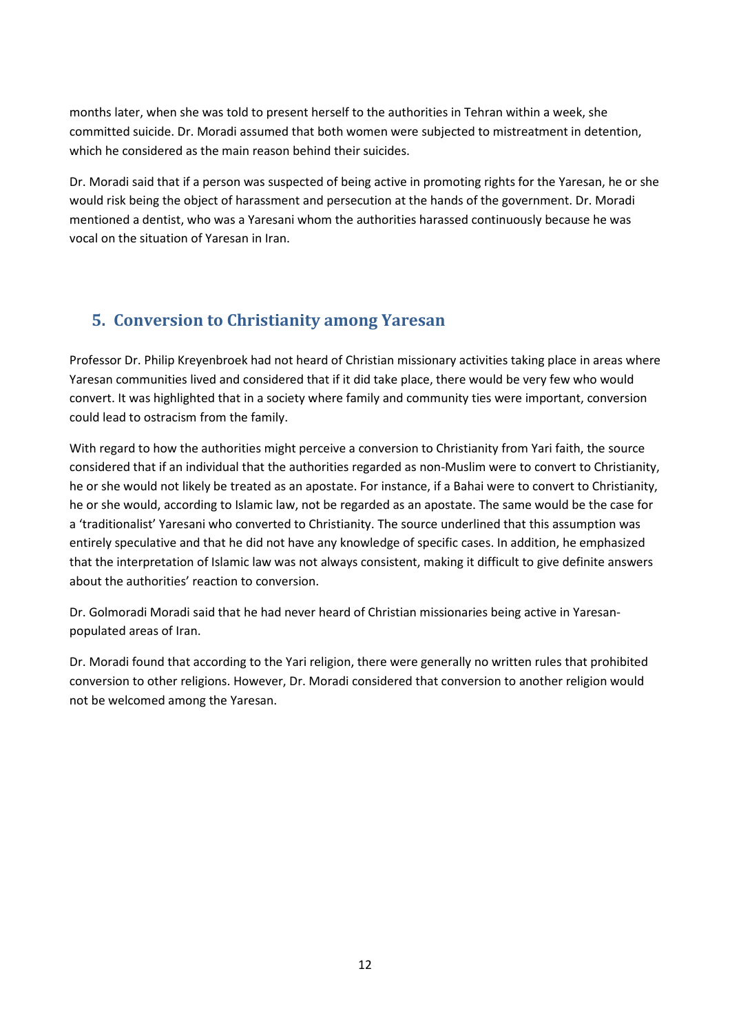months later, when she was told to present herself to the authorities in Tehran within a week, she committed suicide. Dr. Moradi assumed that both women were subjected to mistreatment in detention, which he considered as the main reason behind their suicides.

Dr. Moradi said that if a person was suspected of being active in promoting rights for the Yaresan, he or she would risk being the object of harassment and persecution at the hands of the government. Dr. Moradi mentioned a dentist, who was a Yaresani whom the authorities harassed continuously because he was vocal on the situation of Yaresan in Iran.

## 5. Conversion to Christianity among Yaresan

Professor Dr. Philip Kreyenbroek had not heard of Christian missionary activities taking place in areas where Yaresan communities lived and considered that if it did take place, there would be very few who would convert. It was highlighted that in a society where family and community ties were important, conversion could lead to ostracism from the family.

With regard to how the authorities might perceive a conversion to Christianity from Yari faith, the source considered that if an individual that the authorities regarded as non-Muslim were to convert to Christianity, he or she would not likely be treated as an apostate. For instance, if a Bahai were to convert to Christianity, he or she would, according to Islamic law, not be regarded as an apostate. The same would be the case for a 'traditionalist' Yaresani who converted to Christianity. The source underlined that this assumption was entirely speculative and that he did not have any knowledge of specific cases. In addition, he emphasized that the interpretation of Islamic law was not always consistent, making it difficult to give definite answers about the authorities' reaction to conversion.

Dr. Golmoradi Moradi said that he had never heard of Christian missionaries being active in Yaresan-populated areas of Iran.

Dr. Moradi found that according to the Yari religion, there were generally no written rules that prohibited conversion to other religions. However, Dr. Moradi considered that conversion to another religion would not be welcomed among the Yaresan.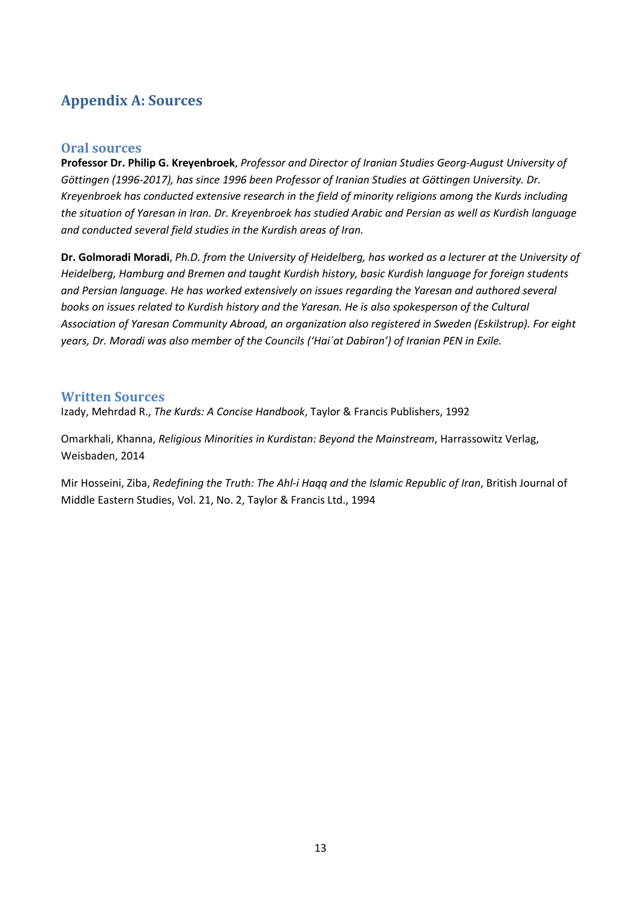# Appendix A: Sources

## Oral sources

**Professor Dr. Philip G. Kreyenbroek**, *Professor and Director of Iranian Studies Georg-August University of Göttingen (1996-2017), has since 1996 been Professor of Iranian Studies at Göttingen University. Dr. Kreyenbroek has conducted extensive research in the field of minority religions among the Kurds including the situation of Yaresan in Iran. Dr. Kreyenbroek has studied Arabic and Persian as well as Kurdish language and conducted several field studies in the Kurdish areas of Iran.*

**Dr. Golmoradi Moradi**, *Ph.D. from the University of Heidelberg, has worked as a lecturer at the University of Heidelberg, Hamburg and Bremen and taught Kurdish history, basic Kurdish language for foreign students and Persian language. He has worked extensively on issues regarding the Yaresan and authored several books on issues related to Kurdish history and the Yaresan. He is also spokesperson of the Cultural Association of Yaresan Community Abroad, an organization also registered in Sweden (Eskilstrup). For eight years, Dr. Moradi was also member of the Councils ('Hai´at Dabiran') of Iranian PEN in Exile.*

## Written Sources

Izady, Mehrdad R., *The Kurds: A Concise Handbook*, Taylor & Francis Publishers, 1992

Omarkhali, Khanna, *Religious Minorities in Kurdistan: Beyond the Mainstream*, Harrassowitz Verlag, Weisbaden, 2014

Mir Hosseini, Ziba, *Redefining the Truth: The Ahl-i Haqq and the Islamic Republic of Iran*, British Journal of Middle Eastern Studies, Vol. 21, No. 2, Taylor & Francis Ltd., 1994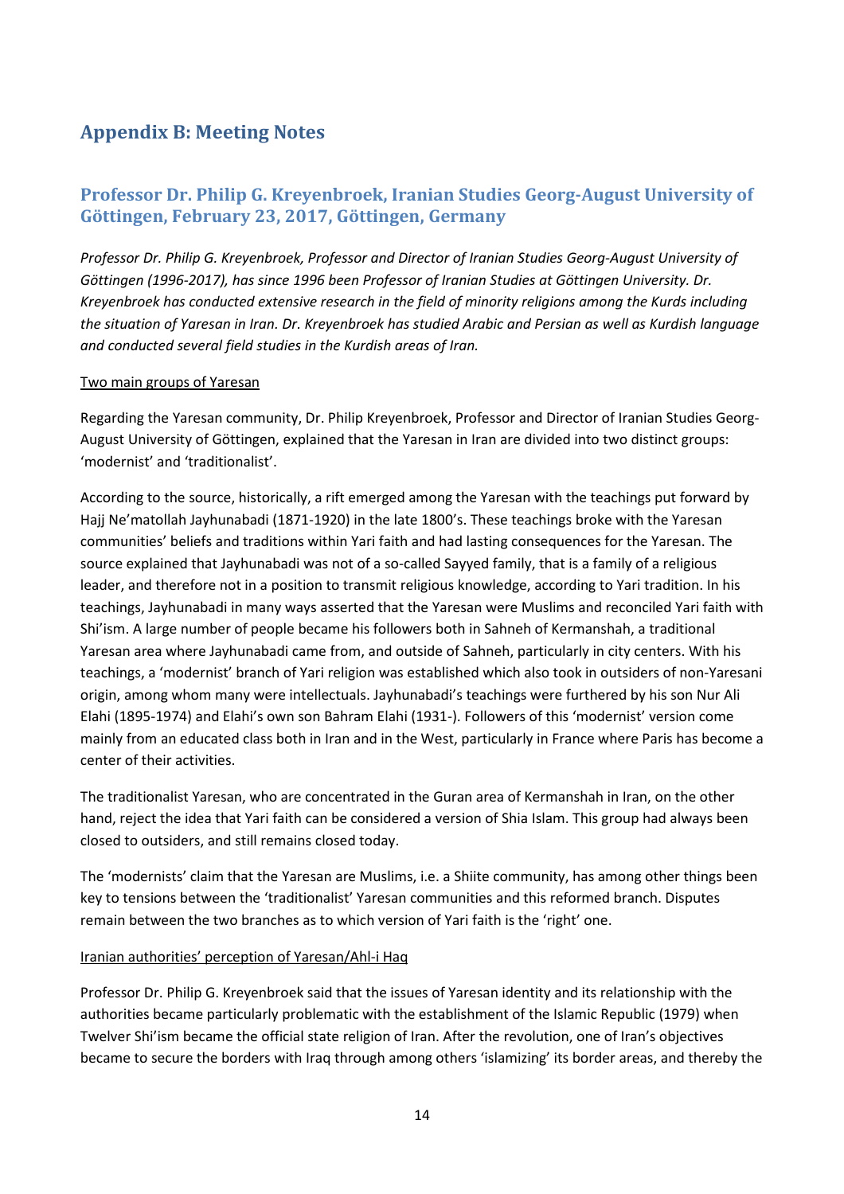# Appendix B: Meeting Notes

## Professor Dr. Philip G. Kreyenbroek, Iranian Studies Georg-August University of Göttingen, February 23, 2017, Göttingen, Germany

*Professor Dr. Philip G. Kreyenbroek, Professor and Director of Iranian Studies Georg-August University of Göttingen (1996-2017), has since 1996 been Professor of Iranian Studies at Göttingen University. Dr. Kreyenbroek has conducted extensive research in the field of minority religions among the Kurds including the situation of Yaresan in Iran. Dr. Kreyenbroek has studied Arabic and Persian as well as Kurdish language and conducted several field studies in the Kurdish areas of Iran.*

Two main groups of Yaresan

Regarding the Yaresan community, Dr. Philip Kreyenbroek, Professor and Director of Iranian Studies Georg-August University of Göttingen, explained that the Yaresan in Iran are divided into two distinct groups: 'modernist' and 'traditionalist'.

According to the source, historically, a rift emerged among the Yaresan with the teachings put forward by Hajj Ne'matollah Jayhunabadi (1871-1920) in the late 1800's. These teachings broke with the Yaresan communities' beliefs and traditions within Yari faith and had lasting consequences for the Yaresan. The source explained that Jayhunabadi was not of a so-called Sayyed family, that is a family of a religious leader, and therefore not in a position to transmit religious knowledge, according to Yari tradition. In his teachings, Jayhunabadi in many ways asserted that the Yaresan were Muslims and reconciled Yari faith with Shi'ism. A large number of people became his followers both in Sahneh of Kermanshah, a traditional Yaresan area where Jayhunabadi came from, and outside of Sahneh, particularly in city centers. With his teachings, a 'modernist' branch of Yari religion was established which also took in outsiders of non-Yaresani origin, among whom many were intellectuals. Jayhunabadi's teachings were furthered by his son Nur Ali Elahi (1895-1974) and Elahi's own son Bahram Elahi (1931-). Followers of this 'modernist' version come mainly from an educated class both in Iran and in the West, particularly in France where Paris has become a center of their activities.

The traditionalist Yaresan, who are concentrated in the Guran area of Kermanshah in Iran, on the other hand, reject the idea that Yari faith can be considered a version of Shia Islam. This group had always been closed to outsiders, and still remains closed today.

The 'modernists' claim that the Yaresan are Muslims, i.e. a Shiite community, has among other things been key to tensions between the 'traditionalist' Yaresan communities and this reformed branch. Disputes remain between the two branches as to which version of Yari faith is the 'right' one.

Iranian authorities' perception of Yaresan/Ahl-i Haq

Professor Dr. Philip G. Kreyenbroek said that the issues of Yaresan identity and its relationship with the authorities became particularly problematic with the establishment of the Islamic Republic (1979) when Twelver Shi'ism became the official state religion of Iran. After the revolution, one of Iran's objectives became to secure the borders with Iraq through among others 'islamizing' its border areas, and thereby the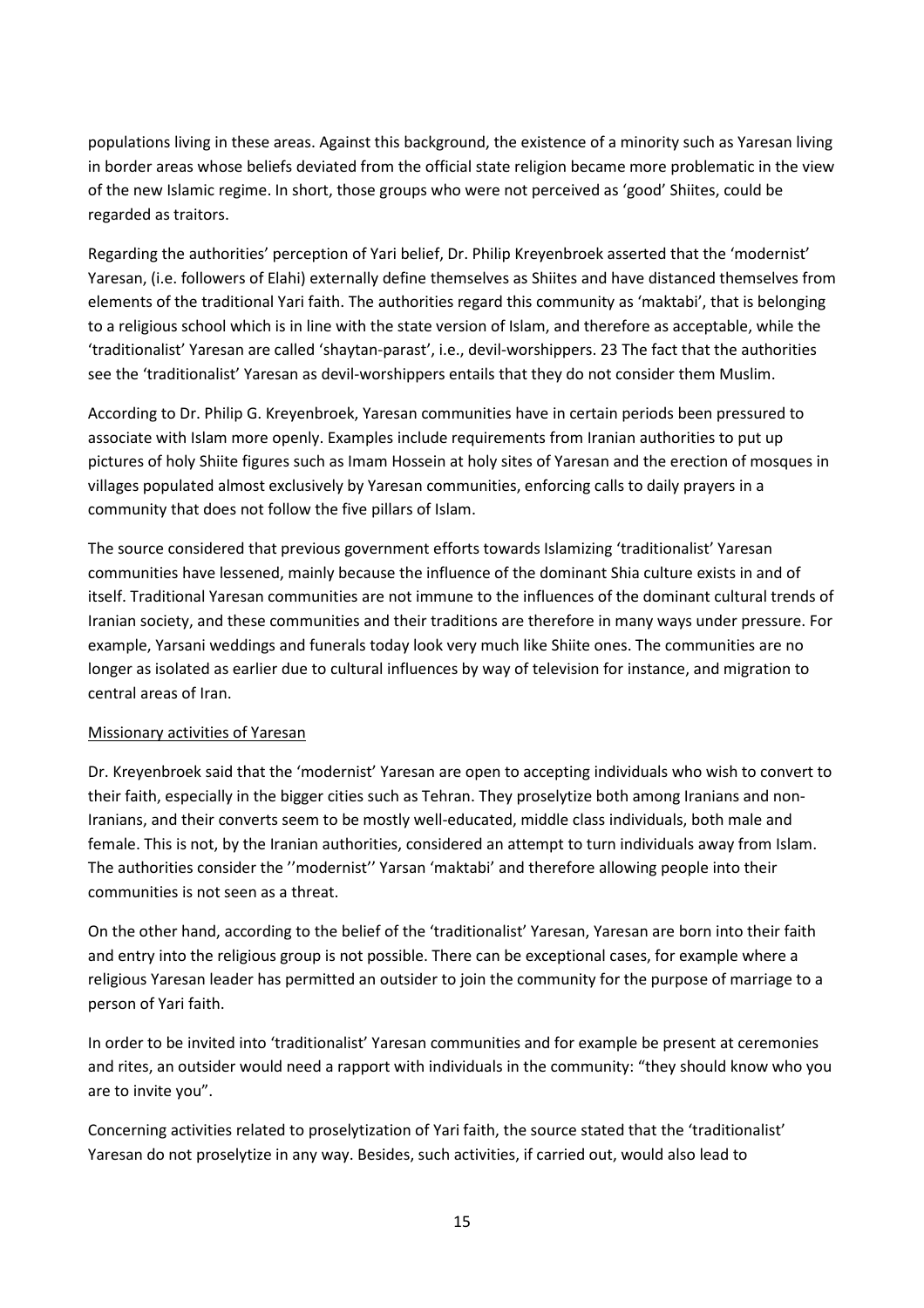populations living in these areas. Against this background, the existence of a minority such as Yaresan living in border areas whose beliefs deviated from the official state religion became more problematic in the view of the new Islamic regime. In short, those groups who were not perceived as 'good' Shiites, could be regarded as traitors.

Regarding the authorities' perception of Yari belief, Dr. Philip Kreyenbroek asserted that the 'modernist' Yaresan, (i.e. followers of Elahi) externally define themselves as Shiites and have distanced themselves from elements of the traditional Yari faith. The authorities regard this community as 'maktabi', that is belonging to a religious school which is in line with the state version of Islam, and therefore as acceptable, while the 'traditionalist' Yaresan are called 'shaytan-parast', i.e., devil-worshippers. 23 The fact that the authorities see the 'traditionalist' Yaresan as devil-worshippers entails that they do not consider them Muslim.

According to Dr. Philip G. Kreyenbroek, Yaresan communities have in certain periods been pressured to associate with Islam more openly. Examples include requirements from Iranian authorities to put up pictures of holy Shiite figures such as Imam Hossein at holy sites of Yaresan and the erection of mosques in villages populated almost exclusively by Yaresan communities, enforcing calls to daily prayers in a community that does not follow the five pillars of Islam.

The source considered that previous government efforts towards Islamizing 'traditionalist' Yaresan communities have lessened, mainly because the influence of the dominant Shia culture exists in and of itself. Traditional Yaresan communities are not immune to the influences of the dominant cultural trends of Iranian society, and these communities and their traditions are therefore in many ways under pressure. For example, Yarsani weddings and funerals today look very much like Shiite ones. The communities are no longer as isolated as earlier due to cultural influences by way of television for instance, and migration to central areas of Iran.

<u>Missionary activities of Yaresan</u>

Dr. Kreyenbroek said that the 'modernist' Yaresan are open to accepting individuals who wish to convert to their faith, especially in the bigger cities such as Tehran. They proselytize both among Iranians and non-Iranians, and their converts seem to be mostly well-educated, middle class individuals, both male and female. This is not, by the Iranian authorities, considered an attempt to turn individuals away from Islam. The authorities consider the ''modernist'' Yarsan 'maktabi' and therefore allowing people into their communities is not seen as a threat.

On the other hand, according to the belief of the 'traditionalist' Yaresan, Yaresan are born into their faith and entry into the religious group is not possible. There can be exceptional cases, for example where a religious Yaresan leader has permitted an outsider to join the community for the purpose of marriage to a person of Yari faith.

In order to be invited into 'traditionalist' Yaresan communities and for example be present at ceremonies and rites, an outsider would need a rapport with individuals in the community: "they should know who you are to invite you".

Concerning activities related to proselytization of Yari faith, the source stated that the 'traditionalist' Yaresan do not proselytize in any way. Besides, such activities, if carried out, would also lead to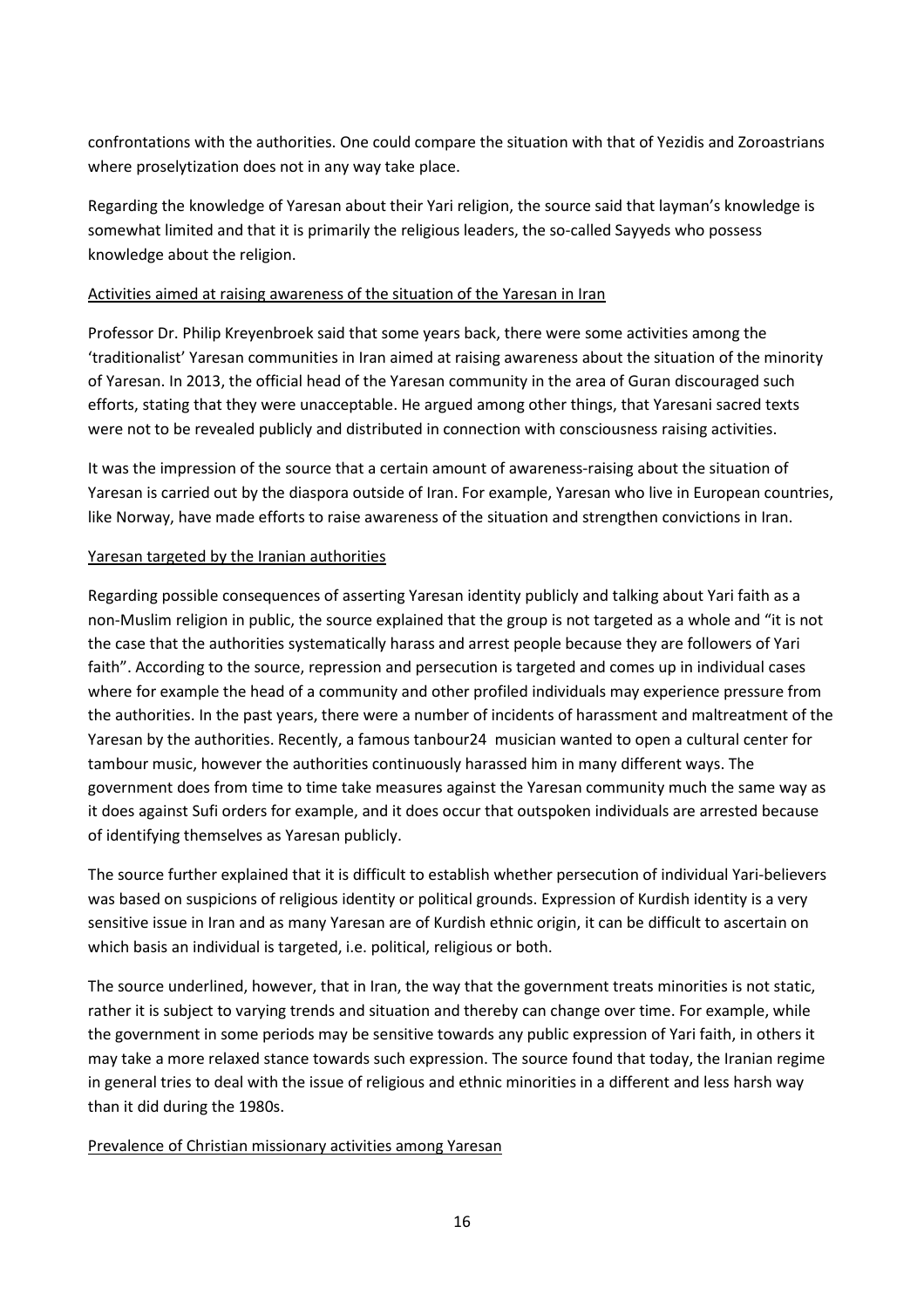confrontations with the authorities. One could compare the situation with that of Yezidis and Zoroastrians where proselytization does not in any way take place.

Regarding the knowledge of Yaresan about their Yari religion, the source said that layman's knowledge is somewhat limited and that it is primarily the religious leaders, the so-called Sayyeds who possess knowledge about the religion.

## Activities aimed at raising awareness of the situation of the Yaresan in Iran

Professor Dr. Philip Kreyenbroek said that some years back, there were some activities among the 'traditionalist' Yaresan communities in Iran aimed at raising awareness about the situation of the minority of Yaresan. In 2013, the official head of the Yaresan community in the area of Guran discouraged such efforts, stating that they were unacceptable. He argued among other things, that Yaresani sacred texts were not to be revealed publicly and distributed in connection with consciousness raising activities.

It was the impression of the source that a certain amount of awareness-raising about the situation of Yaresan is carried out by the diaspora outside of Iran. For example, Yaresan who live in European countries, like Norway, have made efforts to raise awareness of the situation and strengthen convictions in Iran.

## Yaresan targeted by the Iranian authorities

Regarding possible consequences of asserting Yaresan identity publicly and talking about Yari faith as a non-Muslim religion in public, the source explained that the group is not targeted as a whole and "it is not the case that the authorities systematically harass and arrest people because they are followers of Yari faith". According to the source, repression and persecution is targeted and comes up in individual cases where for example the head of a community and other profiled individuals may experience pressure from the authorities. In the past years, there were a number of incidents of harassment and maltreatment of the Yaresan by the authorities. Recently, a famous tanbour[24] musician wanted to open a cultural center for tambour music, however the authorities continuously harassed him in many different ways. The government does from time to time take measures against the Yaresan community much the same way as it does against Sufi orders for example, and it does occur that outspoken individuals are arrested because of identifying themselves as Yaresan publicly.

The source further explained that it is difficult to establish whether persecution of individual Yari-believers was based on suspicions of religious identity or political grounds. Expression of Kurdish identity is a very sensitive issue in Iran and as many Yaresan are of Kurdish ethnic origin, it can be difficult to ascertain on which basis an individual is targeted, i.e. political, religious or both.

The source underlined, however, that in Iran, the way that the government treats minorities is not static, rather it is subject to varying trends and situation and thereby can change over time. For example, while the government in some periods may be sensitive towards any public expression of Yari faith, in others it may take a more relaxed stance towards such expression. The source found that today, the Iranian regime in general tries to deal with the issue of religious and ethnic minorities in a different and less harsh way than it did during the 1980s.

## Prevalence of Christian missionary activities among Yaresan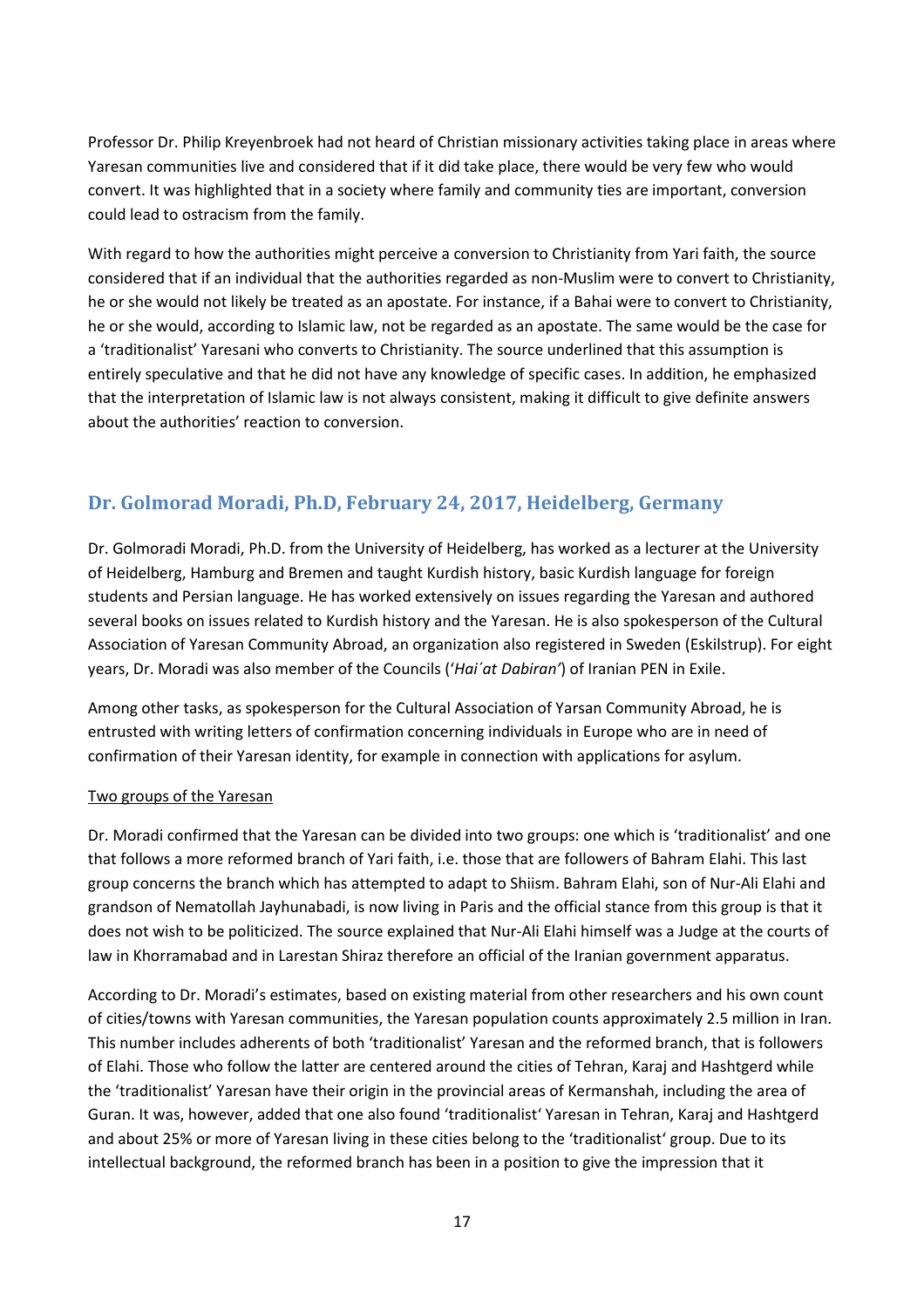Professor Dr. Philip Kreyenbroek had not heard of Christian missionary activities taking place in areas where Yaresan communities live and considered that if it did take place, there would be very few who would convert. It was highlighted that in a society where family and community ties are important, conversion could lead to ostracism from the family.

With regard to how the authorities might perceive a conversion to Christianity from Yari faith, the source considered that if an individual that the authorities regarded as non-Muslim were to convert to Christianity, he or she would not likely be treated as an apostate. For instance, if a Bahai were to convert to Christianity, he or she would, according to Islamic law, not be regarded as an apostate. The same would be the case for a 'traditionalist' Yaresani who converts to Christianity. The source underlined that this assumption is entirely speculative and that he did not have any knowledge of specific cases. In addition, he emphasized that the interpretation of Islamic law is not always consistent, making it difficult to give definite answers about the authorities' reaction to conversion.

## Dr. Golmorad Moradi, Ph.D, February 24, 2017, Heidelberg, Germany

Dr. Golmoradi Moradi, Ph.D. from the University of Heidelberg, has worked as a lecturer at the University of Heidelberg, Hamburg and Bremen and taught Kurdish history, basic Kurdish language for foreign students and Persian language. He has worked extensively on issues regarding the Yaresan and authored several books on issues related to Kurdish history and the Yaresan. He is also spokesperson of the Cultural Association of Yaresan Community Abroad, an organization also registered in Sweden (Eskilstrup). For eight years, Dr. Moradi was also member of the Councils ('*Hai´at Dabiran'*) of Iranian PEN in Exile.

Among other tasks, as spokesperson for the Cultural Association of Yarsan Community Abroad, he is entrusted with writing letters of confirmation concerning individuals in Europe who are in need of confirmation of their Yaresan identity, for example in connection with applications for asylum.

<u>Two groups of the Yaresan</u>

Dr. Moradi confirmed that the Yaresan can be divided into two groups: one which is 'traditionalist' and one that follows a more reformed branch of Yari faith, i.e. those that are followers of Bahram Elahi. This last group concerns the branch which has attempted to adapt to Shiism. Bahram Elahi, son of Nur-Ali Elahi and grandson of Nematollah Jayhunabadi, is now living in Paris and the official stance from this group is that it does not wish to be politicized. The source explained that Nur-Ali Elahi himself was a Judge at the courts of law in Khorramabad and in Larestan Shiraz therefore an official of the Iranian government apparatus.

According to Dr. Moradi's estimates, based on existing material from other researchers and his own count of cities/towns with Yaresan communities, the Yaresan population counts approximately 2.5 million in Iran. This number includes adherents of both 'traditionalist' Yaresan and the reformed branch, that is followers of Elahi. Those who follow the latter are centered around the cities of Tehran, Karaj and Hashtgerd while the 'traditionalist' Yaresan have their origin in the provincial areas of Kermanshah, including the area of Guran. It was, however, added that one also found 'traditionalist' Yaresan in Tehran, Karaj and Hashtgerd and about 25% or more of Yaresan living in these cities belong to the 'traditionalist' group. Due to its intellectual background, the reformed branch has been in a position to give the impression that it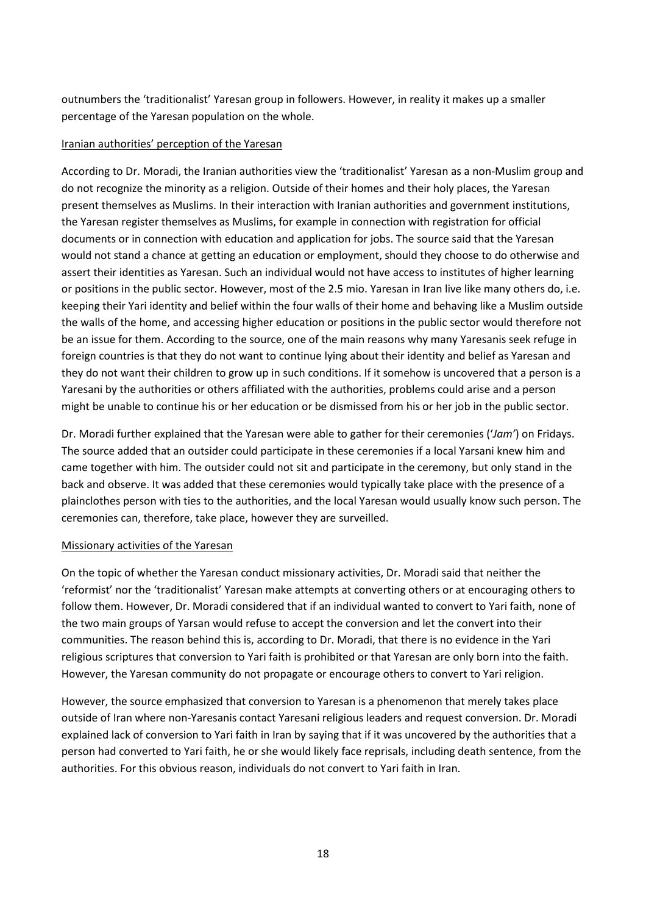outnumbers the 'traditionalist' Yaresan group in followers. However, in reality it makes up a smaller percentage of the Yaresan population on the whole.

<u>Iranian authorities' perception of the Yaresan</u>

According to Dr. Moradi, the Iranian authorities view the 'traditionalist' Yaresan as a non-Muslim group and do not recognize the minority as a religion. Outside of their homes and their holy places, the Yaresan present themselves as Muslims. In their interaction with Iranian authorities and government institutions, the Yaresan register themselves as Muslims, for example in connection with registration for official documents or in connection with education and application for jobs. The source said that the Yaresan would not stand a chance at getting an education or employment, should they choose to do otherwise and assert their identities as Yaresan. Such an individual would not have access to institutes of higher learning or positions in the public sector. However, most of the 2.5 mio. Yaresan in Iran live like many others do, i.e. keeping their Yari identity and belief within the four walls of their home and behaving like a Muslim outside the walls of the home, and accessing higher education or positions in the public sector would therefore not be an issue for them. According to the source, one of the main reasons why many Yaresanis seek refuge in foreign countries is that they do not want to continue lying about their identity and belief as Yaresan and they do not want their children to grow up in such conditions. If it somehow is uncovered that a person is a Yaresani by the authorities or others affiliated with the authorities, problems could arise and a person might be unable to continue his or her education or be dismissed from his or her job in the public sector.

Dr. Moradi further explained that the Yaresan were able to gather for their ceremonies ('*Jam'*) on Fridays. The source added that an outsider could participate in these ceremonies if a local Yarsani knew him and came together with him. The outsider could not sit and participate in the ceremony, but only stand in the back and observe. It was added that these ceremonies would typically take place with the presence of a plainclothes person with ties to the authorities, and the local Yaresan would usually know such person. The ceremonies can, therefore, take place, however they are surveilled.

<u>Missionary activities of the Yaresan</u>

On the topic of whether the Yaresan conduct missionary activities, Dr. Moradi said that neither the 'reformist' nor the 'traditionalist' Yaresan make attempts at converting others or at encouraging others to follow them. However, Dr. Moradi considered that if an individual wanted to convert to Yari faith, none of the two main groups of Yarsan would refuse to accept the conversion and let the convert into their communities. The reason behind this is, according to Dr. Moradi, that there is no evidence in the Yari religious scriptures that conversion to Yari faith is prohibited or that Yaresan are only born into the faith. However, the Yaresan community do not propagate or encourage others to convert to Yari religion.

However, the source emphasized that conversion to Yaresan is a phenomenon that merely takes place outside of Iran where non-Yaresanis contact Yaresani religious leaders and request conversion. Dr. Moradi explained lack of conversion to Yari faith in Iran by saying that if it was uncovered by the authorities that a person had converted to Yari faith, he or she would likely face reprisals, including death sentence, from the authorities. For this obvious reason, individuals do not convert to Yari faith in Iran.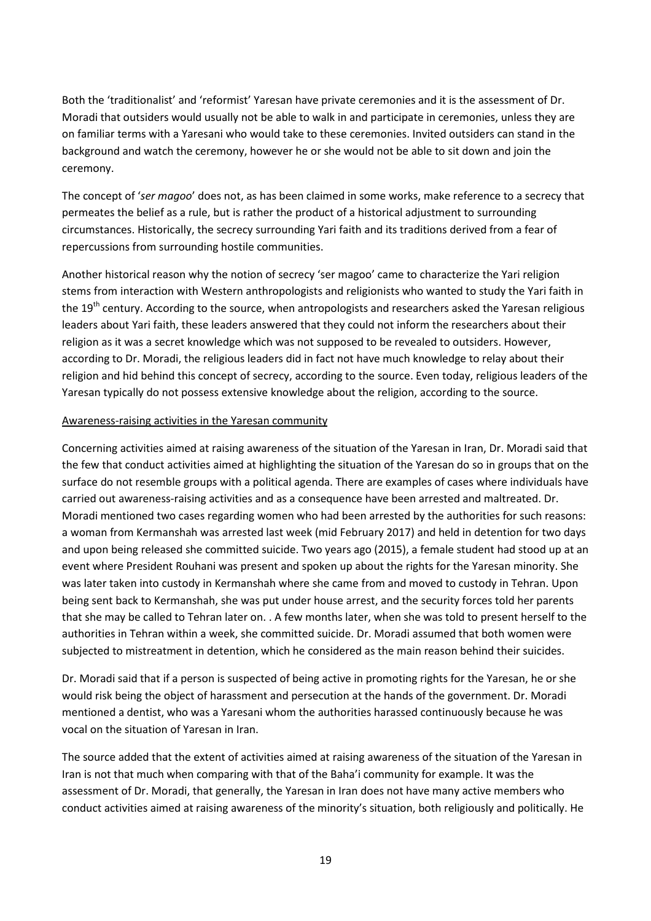Both the 'traditionalist' and 'reformist' Yaresan have private ceremonies and it is the assessment of Dr. Moradi that outsiders would usually not be able to walk in and participate in ceremonies, unless they are on familiar terms with a Yaresani who would take to these ceremonies. Invited outsiders can stand in the background and watch the ceremony, however he or she would not be able to sit down and join the ceremony.

The concept of '*ser magoo*' does not, as has been claimed in some works, make reference to a secrecy that permeates the belief as a rule, but is rather the product of a historical adjustment to surrounding circumstances. Historically, the secrecy surrounding Yari faith and its traditions derived from a fear of repercussions from surrounding hostile communities.

Another historical reason why the notion of secrecy 'ser magoo' came to characterize the Yari religion stems from interaction with Western anthropologists and religionists who wanted to study the Yari faith in the 19th century. According to the source, when antropologists and researchers asked the Yaresan religious leaders about Yari faith, these leaders answered that they could not inform the researchers about their religion as it was a secret knowledge which was not supposed to be revealed to outsiders. However, according to Dr. Moradi, the religious leaders did in fact not have much knowledge to relay about their religion and hid behind this concept of secrecy, according to the source. Even today, religious leaders of the Yaresan typically do not possess extensive knowledge about the religion, according to the source.

<u>Awareness-raising activities in the Yaresan community</u>

Concerning activities aimed at raising awareness of the situation of the Yaresan in Iran, Dr. Moradi said that the few that conduct activities aimed at highlighting the situation of the Yaresan do so in groups that on the surface do not resemble groups with a political agenda. There are examples of cases where individuals have carried out awareness-raising activities and as a consequence have been arrested and maltreated. Dr. Moradi mentioned two cases regarding women who had been arrested by the authorities for such reasons: a woman from Kermanshah was arrested last week (mid February 2017) and held in detention for two days and upon being released she committed suicide. Two years ago (2015), a female student had stood up at an event where President Rouhani was present and spoken up about the rights for the Yaresan minority. She was later taken into custody in Kermanshah where she came from and moved to custody in Tehran. Upon being sent back to Kermanshah, she was put under house arrest, and the security forces told her parents that she may be called to Tehran later on. . A few months later, when she was told to present herself to the authorities in Tehran within a week, she committed suicide. Dr. Moradi assumed that both women were subjected to mistreatment in detention, which he considered as the main reason behind their suicides.

Dr. Moradi said that if a person is suspected of being active in promoting rights for the Yaresan, he or she would risk being the object of harassment and persecution at the hands of the government. Dr. Moradi mentioned a dentist, who was a Yaresani whom the authorities harassed continuously because he was vocal on the situation of Yaresan in Iran.

The source added that the extent of activities aimed at raising awareness of the situation of the Yaresan in Iran is not that much when comparing with that of the Baha'i community for example. It was the assessment of Dr. Moradi, that generally, the Yaresan in Iran does not have many active members who conduct activities aimed at raising awareness of the minority's situation, both religiously and politically. He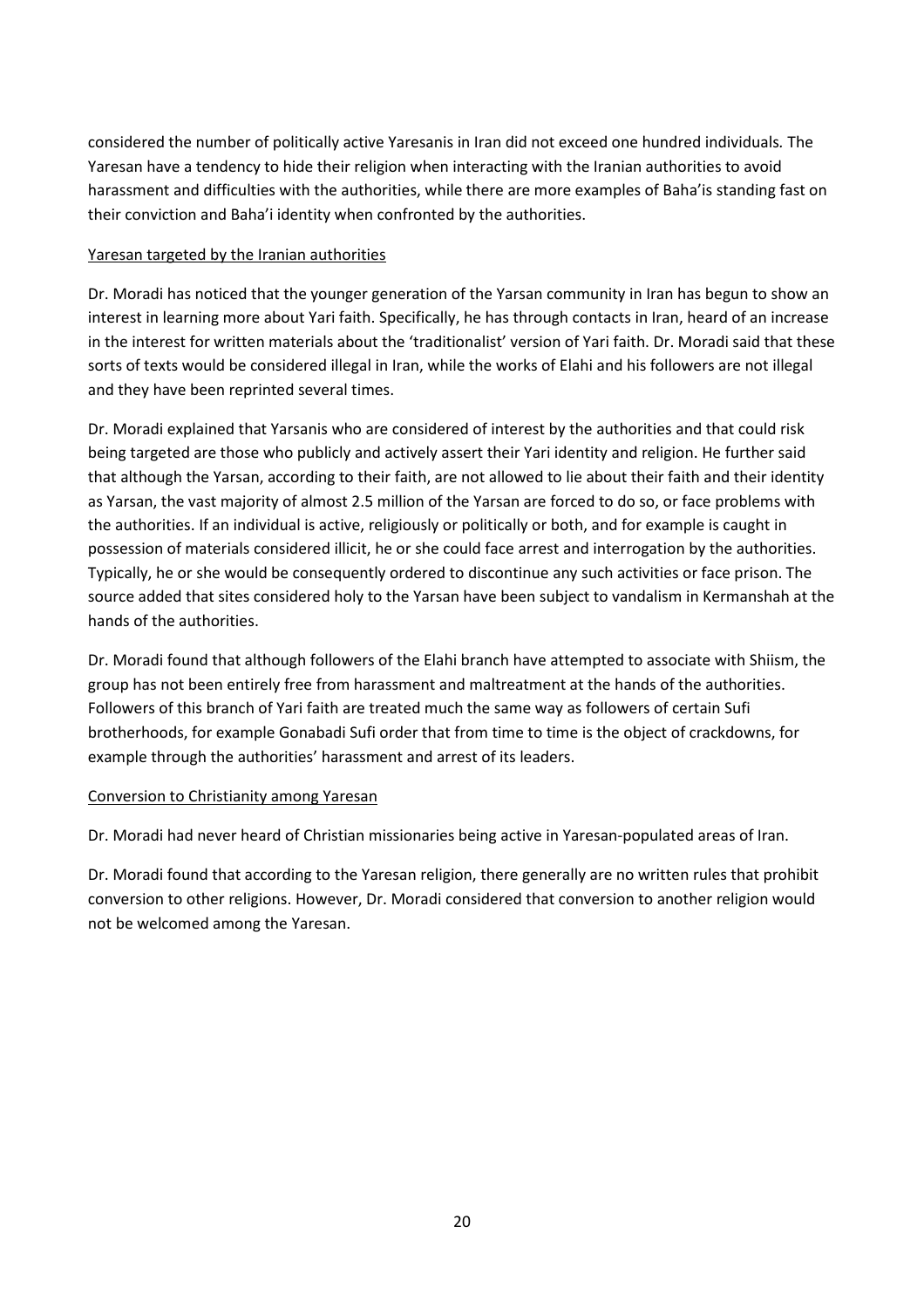considered the number of politically active Yaresanis in Iran did not exceed one hundred individuals. The Yaresan have a tendency to hide their religion when interacting with the Iranian authorities to avoid harassment and difficulties with the authorities, while there are more examples of Baha'is standing fast on their conviction and Baha'i identity when confronted by the authorities.

### Yaresan targeted by the Iranian authorities

Dr. Moradi has noticed that the younger generation of the Yarsan community in Iran has begun to show an interest in learning more about Yari faith. Specifically, he has through contacts in Iran, heard of an increase in the interest for written materials about the 'traditionalist' version of Yari faith. Dr. Moradi said that these sorts of texts would be considered illegal in Iran, while the works of Elahi and his followers are not illegal and they have been reprinted several times.

Dr. Moradi explained that Yarsanis who are considered of interest by the authorities and that could risk being targeted are those who publicly and actively assert their Yari identity and religion. He further said that although the Yarsan, according to their faith, are not allowed to lie about their faith and their identity as Yarsan, the vast majority of almost 2.5 million of the Yarsan are forced to do so, or face problems with the authorities. If an individual is active, religiously or politically or both, and for example is caught in possession of materials considered illicit, he or she could face arrest and interrogation by the authorities. Typically, he or she would be consequently ordered to discontinue any such activities or face prison. The source added that sites considered holy to the Yarsan have been subject to vandalism in Kermanshah at the hands of the authorities.

Dr. Moradi found that although followers of the Elahi branch have attempted to associate with Shiism, the group has not been entirely free from harassment and maltreatment at the hands of the authorities. Followers of this branch of Yari faith are treated much the same way as followers of certain Sufi brotherhoods, for example Gonabadi Sufi order that from time to time is the object of crackdowns, for example through the authorities' harassment and arrest of its leaders.

### Conversion to Christianity among Yaresan

Dr. Moradi had never heard of Christian missionaries being active in Yaresan-populated areas of Iran.

Dr. Moradi found that according to the Yaresan religion, there generally are no written rules that prohibit conversion to other religions. However, Dr. Moradi considered that conversion to another religion would not be welcomed among the Yaresan.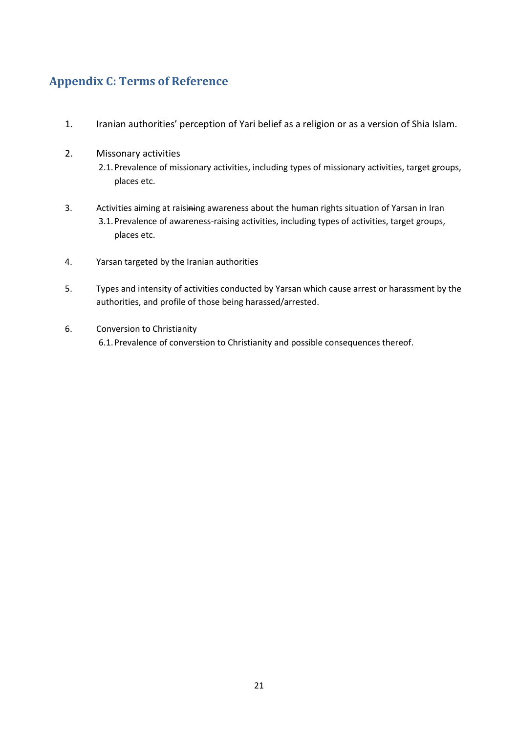## Appendix C: Terms of Reference

1. Iranian authorities' perception of Yari belief as a religion or as a version of Shia Islam.

2. Missonary activities
   - 2.1. Prevalence of missionary activities, including types of missionary activities, target groups, places etc.

3. Activities aiming at raisi~~ni~~ng awareness about the human rights situation of Yarsan in Iran
   - 3.1. Prevalence of awareness-raising activities, including types of activities, target groups, places etc.

4. Yarsan targeted by the Iranian authorities

5. Types and intensity of activities conducted by Yarsan which cause arrest or harassment by the authorities, and profile of those being harassed/arrested.

6. Conversion to Christianity
   - 6.1. Prevalence of convers~~t~~ion to Christianity and possible consequences thereof.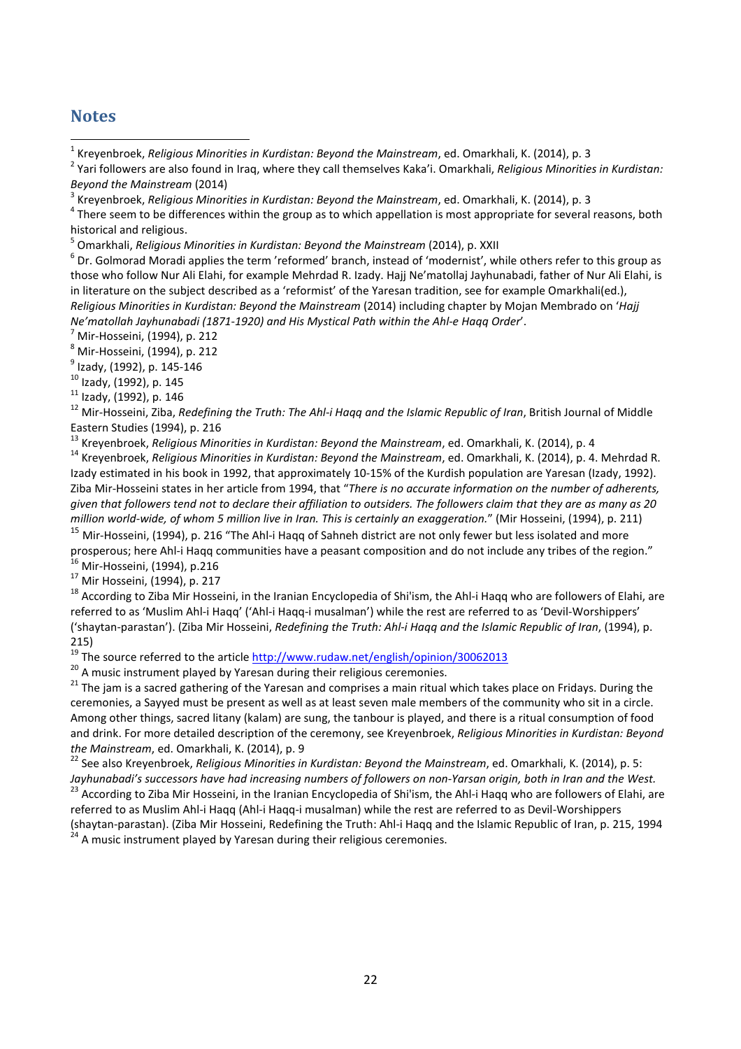## Notes

[1] Kreyenbroek, *Religious Minorities in Kurdistan: Beyond the Mainstream*, ed. Omarkhali, K. (2014), p. 3

[2] Yari followers are also found in Iraq, where they call themselves Kaka'i. Omarkhali, *Religious Minorities in Kurdistan: Beyond the Mainstream* (2014)

[3] Kreyenbroek, *Religious Minorities in Kurdistan: Beyond the Mainstream*, ed. Omarkhali, K. (2014), p. 3

[4] There seem to be differences within the group as to which appellation is most appropriate for several reasons, both historical and religious.

[5] Omarkhali, *Religious Minorities in Kurdistan: Beyond the Mainstream* (2014), p. XXII

[6] Dr. Golmorad Moradi applies the term 'reformed' branch, instead of 'modernist', while others refer to this group as those who follow Nur Ali Elahi, for example Mehrdad R. Izady. Hajj Ne'matollaj Jayhunabadi, father of Nur Ali Elahi, is in literature on the subject described as a 'reformist' of the Yaresan tradition, see for example Omarkhali(ed.), *Religious Minorities in Kurdistan: Beyond the Mainstream* (2014) including chapter by Mojan Membrado on '*Hajj Ne'matollah Jayhunabadi (1871-1920) and His Mystical Path within the Ahl-e Haqq Order*'.

[7] Mir-Hosseini, (1994), p. 212

[8] Mir-Hosseini, (1994), p. 212

[9] Izady, (1992), p. 145-146

[10] Izady, (1992), p. 145

[11] Izady, (1992), p. 146

[12] Mir-Hosseini, Ziba, *Redefining the Truth: The Ahl-i Haqq and the Islamic Republic of Iran*, British Journal of Middle Eastern Studies (1994), p. 216

[13] Kreyenbroek, *Religious Minorities in Kurdistan: Beyond the Mainstream*, ed. Omarkhali, K. (2014), p. 4

[14] Kreyenbroek, *Religious Minorities in Kurdistan: Beyond the Mainstream*, ed. Omarkhali, K. (2014), p. 4. Mehrdad R. Izady estimated in his book in 1992, that approximately 10-15% of the Kurdish population are Yaresan (Izady, 1992). Ziba Mir-Hosseini states in her article from 1994, that "*There is no accurate information on the number of adherents, given that followers tend not to declare their affiliation to outsiders. The followers claim that they are as many as 20 million world-wide, of whom 5 million live in Iran. This is certainly an exaggeration.*" (Mir Hosseini, (1994), p. 211)

[15] Mir-Hosseini, (1994), p. 216 "The Ahl-i Haqq of Sahneh district are not only fewer but less isolated and more prosperous; here Ahl-i Haqq communities have a peasant composition and do not include any tribes of the region."

[16] Mir-Hosseini, (1994), p.216

[17] Mir Hosseini, (1994), p. 217

[18] According to Ziba Mir Hosseini, in the Iranian Encyclopedia of Shi'ism, the Ahl-i Haqq who are followers of Elahi, are referred to as 'Muslim Ahl-i Haqq' ('Ahl-i Haqq-i musalman') while the rest are referred to as 'Devil-Worshippers' ('shaytan-parastan'). (Ziba Mir Hosseini, *Redefining the Truth: Ahl-i Haqq and the Islamic Republic of Iran*, (1994), p. 215)

[19] The source referred to the article http://www.rudaw.net/english/opinion/30062013

[20] A music instrument played by Yaresan during their religious ceremonies.

[21] The jam is a sacred gathering of the Yaresan and comprises a main ritual which takes place on Fridays. During the ceremonies, a Sayyed must be present as well as at least seven male members of the community who sit in a circle. Among other things, sacred litany (kalam) are sung, the tanbour is played, and there is a ritual consumption of food and drink. For more detailed description of the ceremony, see Kreyenbroek, *Religious Minorities in Kurdistan: Beyond the Mainstream*, ed. Omarkhali, K. (2014), p. 9

[22] See also Kreyenbroek, *Religious Minorities in Kurdistan: Beyond the Mainstream*, ed. Omarkhali, K. (2014), p. 5: *Jayhunabadi's successors have had increasing numbers of followers on non-Yarsan origin, both in Iran and the West.*

[23] According to Ziba Mir Hosseini, in the Iranian Encyclopedia of Shi'ism, the Ahl-i Haqq who are followers of Elahi, are referred to as Muslim Ahl-i Haqq (Ahl-i Haqq-i musalman) while the rest are referred to as Devil-Worshippers (shaytan-parastan). (Ziba Mir Hosseini, Redefining the Truth: Ahl-i Haqq and the Islamic Republic of Iran, p. 215, 1994

[24] A music instrument played by Yaresan during their religious ceremonies.